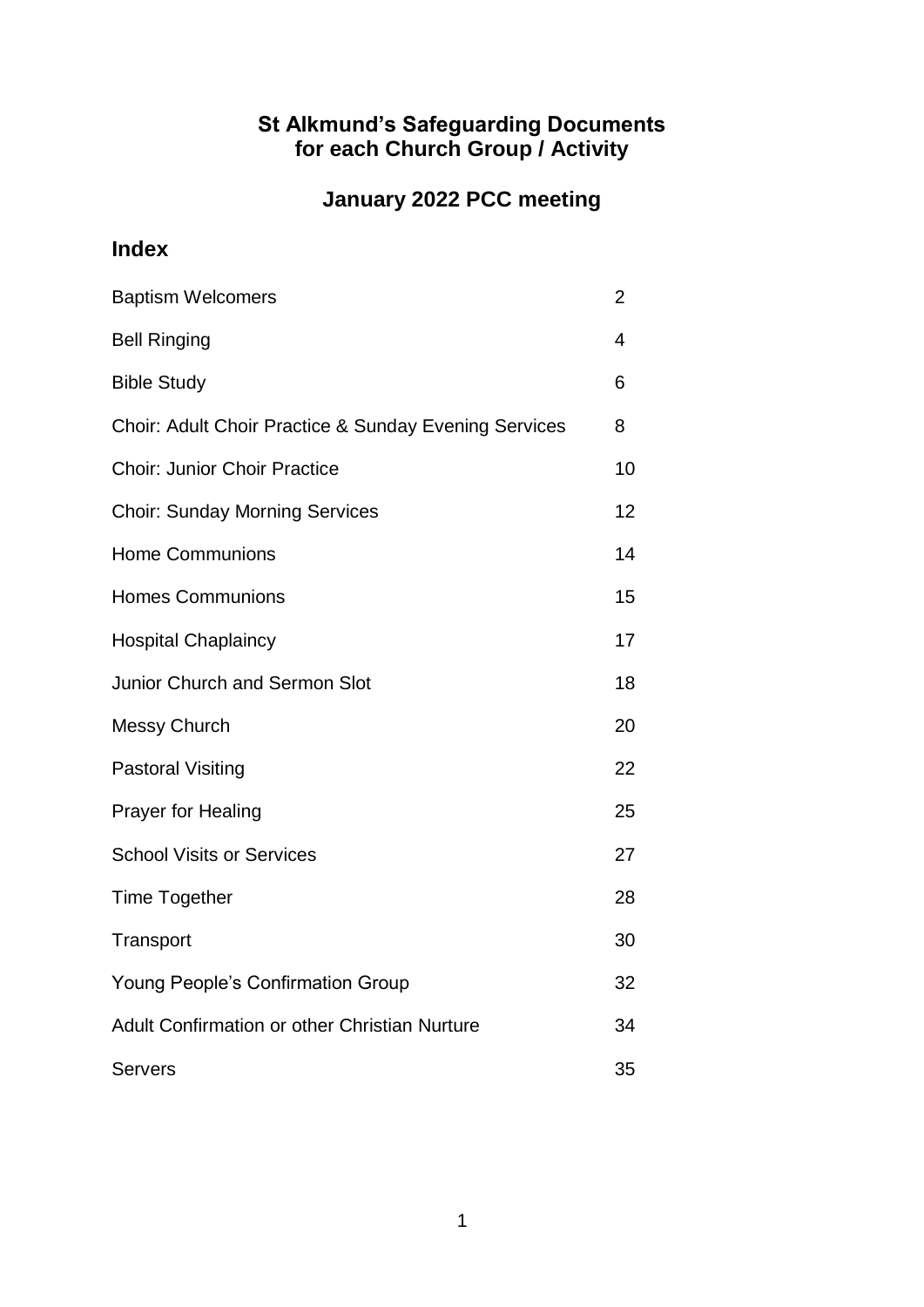# St Alkmund's Safeguarding Documents for each Church Group / Activity

## January 2022 PCC meeting

## Index

| | |
|---|---|
| Baptism Welcomers | 2 |
| Bell Ringing | 4 |
| Bible Study | 6 |
| Choir: Adult Choir Practice & Sunday Evening Services | 8 |
| Choir: Junior Choir Practice | 10 |
| Choir: Sunday Morning Services | 12 |
| Home Communions | 14 |
| Homes Communions | 15 |
| Hospital Chaplaincy | 17 |
| Junior Church and Sermon Slot | 18 |
| Messy Church | 20 |
| Pastoral Visiting | 22 |
| Prayer for Healing | 25 |
| School Visits or Services | 27 |
| Time Together | 28 |
| Transport | 30 |
| Young People's Confirmation Group | 32 |
| Adult Confirmation or other Christian Nurture | 34 |
| Servers | 35 |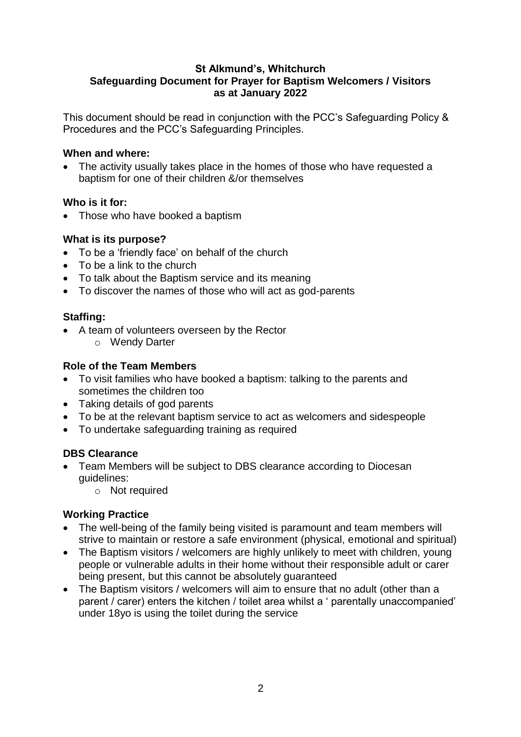**St Alkmund's, Whitchurch**
**Safeguarding Document for Prayer for Baptism Welcomers / Visitors**
**as at January 2022**

This document should be read in conjunction with the PCC's Safeguarding Policy & Procedures and the PCC's Safeguarding Principles.

**When and where:**

- The activity usually takes place in the homes of those who have requested a baptism for one of their children &/or themselves

**Who is it for:**

- Those who have booked a baptism

**What is its purpose?**

- To be a 'friendly face' on behalf of the church
- To be a link to the church
- To talk about the Baptism service and its meaning
- To discover the names of those who will act as god-parents

**Staffing:**

- A team of volunteers overseen by the Rector
    - Wendy Darter

**Role of the Team Members**

- To visit families who have booked a baptism: talking to the parents and sometimes the children too
- Taking details of god parents
- To be at the relevant baptism service to act as welcomers and sidespeople
- To undertake safeguarding training as required

**DBS Clearance**

- Team Members will be subject to DBS clearance according to Diocesan guidelines:
    - Not required

**Working Practice**

- The well-being of the family being visited is paramount and team members will strive to maintain or restore a safe environment (physical, emotional and spiritual)
- The Baptism visitors / welcomers are highly unlikely to meet with children, young people or vulnerable adults in their home without their responsible adult or carer being present, but this cannot be absolutely guaranteed
- The Baptism visitors / welcomers will aim to ensure that no adult (other than a parent / carer) enters the kitchen / toilet area whilst a ' parentally unaccompanied' under 18yo is using the toilet during the service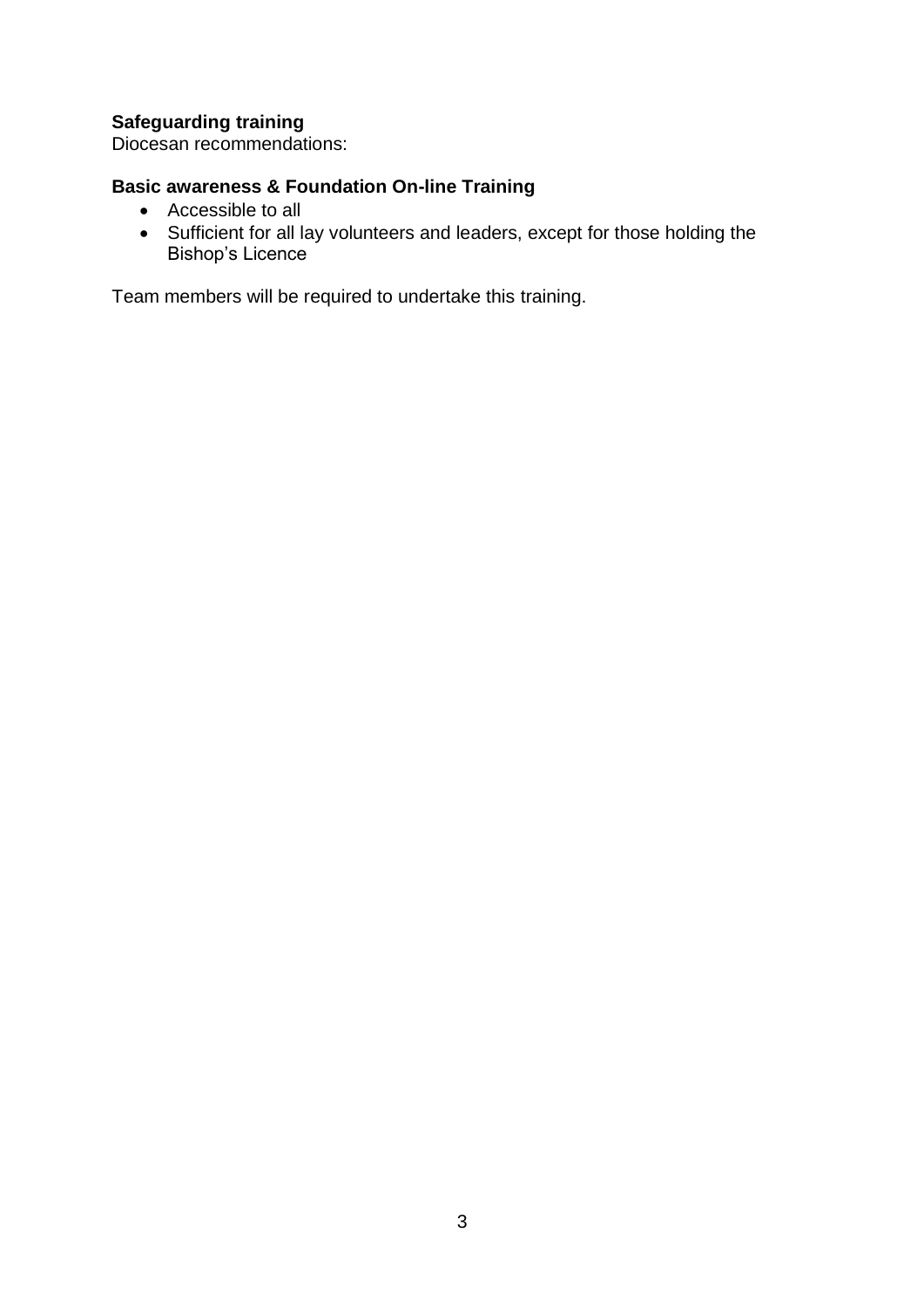**Safeguarding training**
Diocesan recommendations:

**Basic awareness & Foundation On-line Training**

- Accessible to all
- Sufficient for all lay volunteers and leaders, except for those holding the Bishop's Licence

Team members will be required to undertake this training.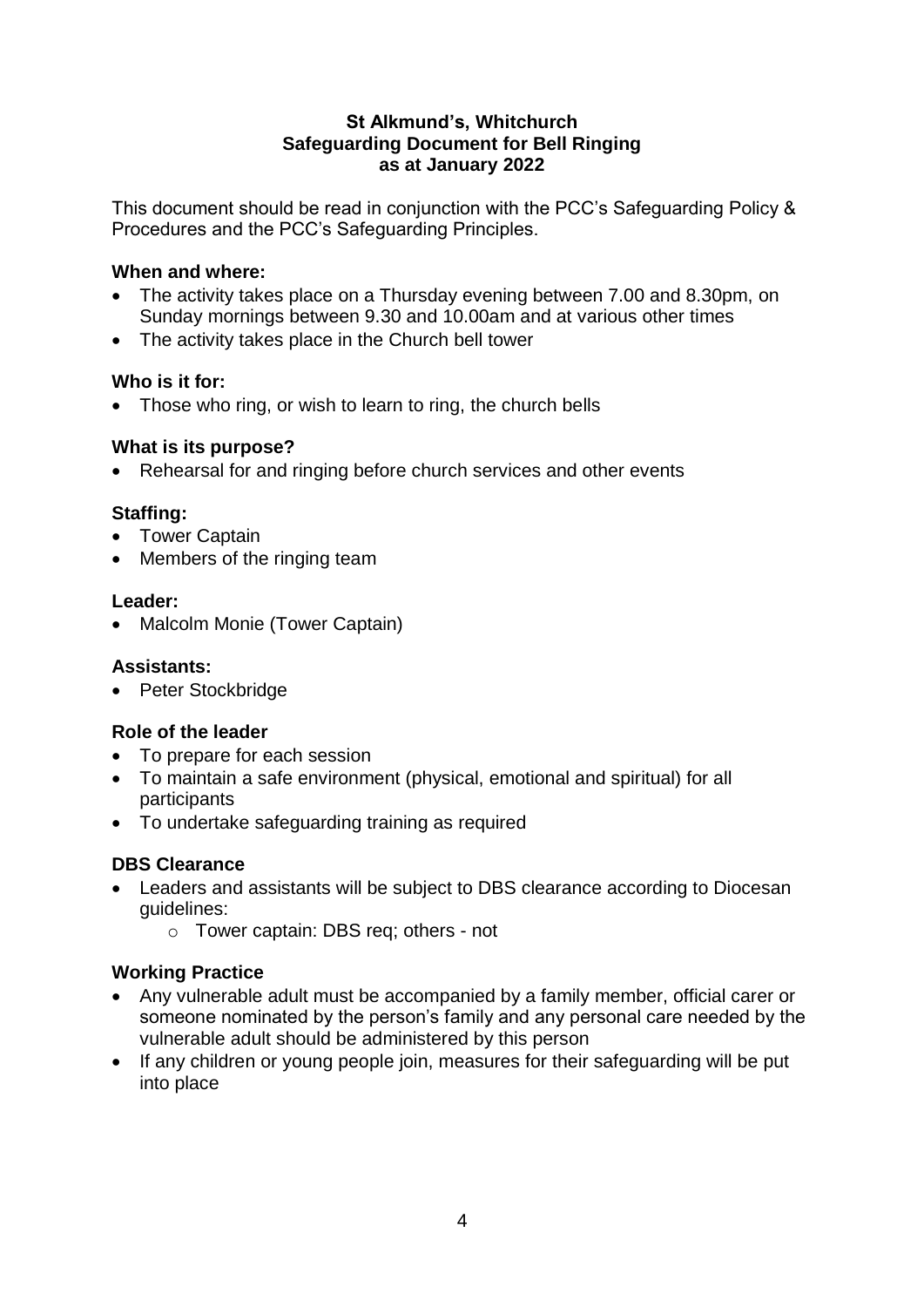**St Alkmund's, Whitchurch**
**Safeguarding Document for Bell Ringing**
**as at January 2022**

This document should be read in conjunction with the PCC's Safeguarding Policy & Procedures and the PCC's Safeguarding Principles.

**When and where:**

- The activity takes place on a Thursday evening between 7.00 and 8.30pm, on Sunday mornings between 9.30 and 10.00am and at various other times
- The activity takes place in the Church bell tower

**Who is it for:**

- Those who ring, or wish to learn to ring, the church bells

**What is its purpose?**

- Rehearsal for and ringing before church services and other events

**Staffing:**

- Tower Captain
- Members of the ringing team

**Leader:**

- Malcolm Monie (Tower Captain)

**Assistants:**

- Peter Stockbridge

**Role of the leader**

- To prepare for each session
- To maintain a safe environment (physical, emotional and spiritual) for all participants
- To undertake safeguarding training as required

**DBS Clearance**

- Leaders and assistants will be subject to DBS clearance according to Diocesan guidelines:
  - Tower captain: DBS req; others - not

**Working Practice**

- Any vulnerable adult must be accompanied by a family member, official carer or someone nominated by the person's family and any personal care needed by the vulnerable adult should be administered by this person
- If any children or young people join, measures for their safeguarding will be put into place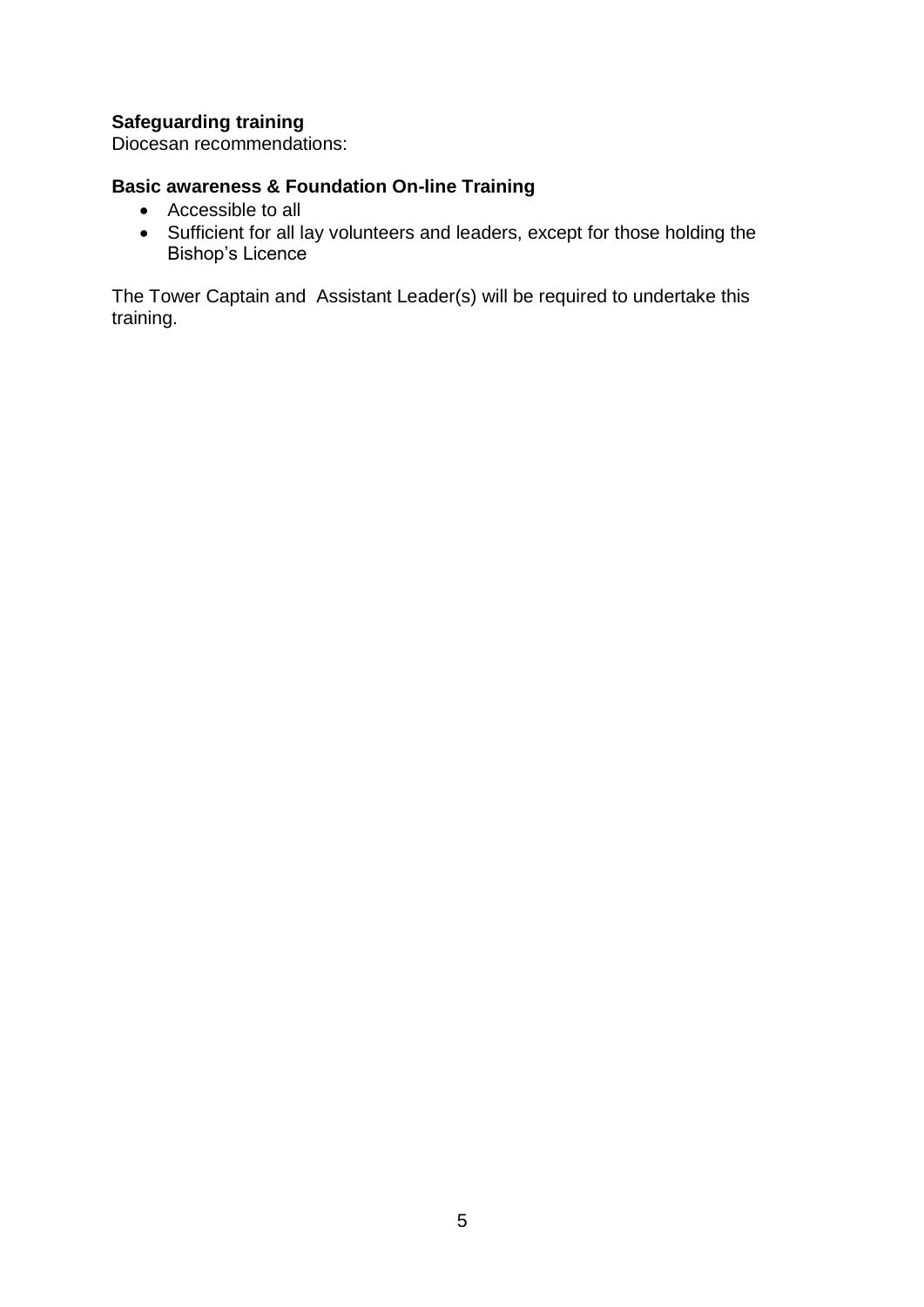**Safeguarding training**
Diocesan recommendations:

**Basic awareness & Foundation On-line Training**

- Accessible to all
- Sufficient for all lay volunteers and leaders, except for those holding the Bishop's Licence

The Tower Captain and Assistant Leader(s) will be required to undertake this training.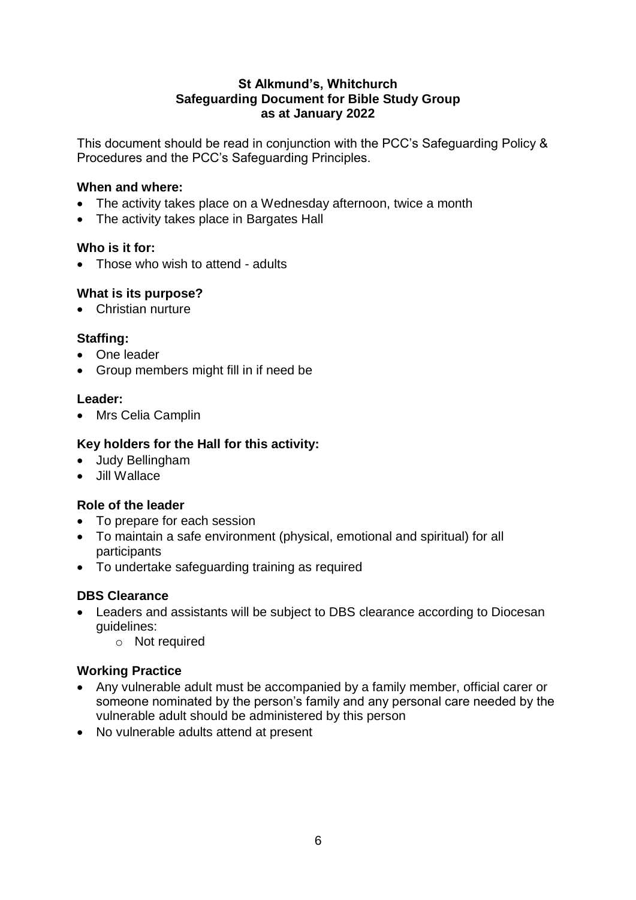# St Alkmund's, Whitchurch
## Safeguarding Document for Bible Study Group
## as at January 2022

This document should be read in conjunction with the PCC's Safeguarding Policy & Procedures and the PCC's Safeguarding Principles.

### When and where:

- The activity takes place on a Wednesday afternoon, twice a month
- The activity takes place in Bargates Hall

### Who is it for:

- Those who wish to attend - adults

### What is its purpose?

- Christian nurture

### Staffing:

- One leader
- Group members might fill in if need be

### Leader:

- Mrs Celia Camplin

### Key holders for the Hall for this activity:

- Judy Bellingham
- Jill Wallace

### Role of the leader

- To prepare for each session
- To maintain a safe environment (physical, emotional and spiritual) for all participants
- To undertake safeguarding training as required

### DBS Clearance

- Leaders and assistants will be subject to DBS clearance according to Diocesan guidelines:
    - Not required

### Working Practice

- Any vulnerable adult must be accompanied by a family member, official carer or someone nominated by the person's family and any personal care needed by the vulnerable adult should be administered by this person
- No vulnerable adults attend at present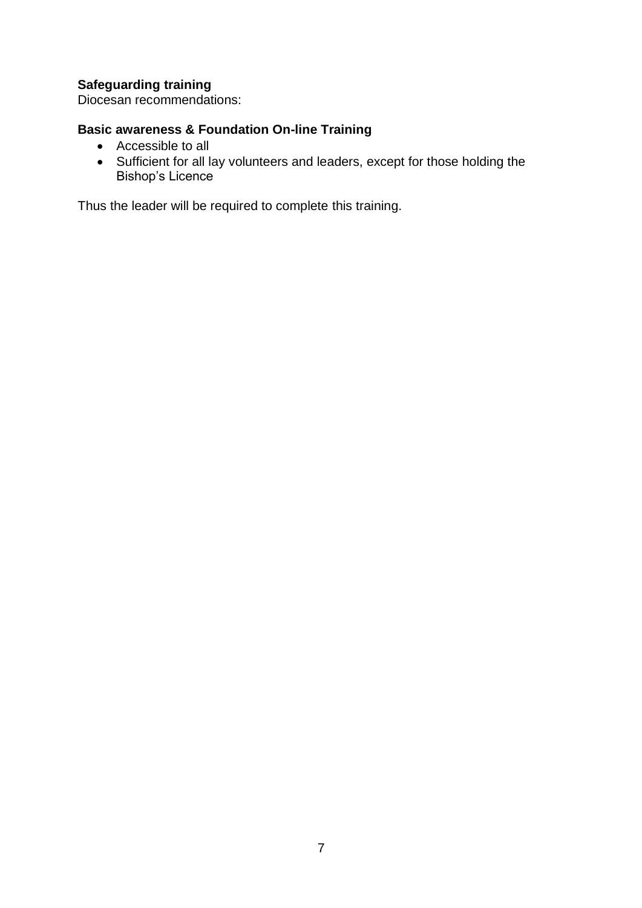**Safeguarding training**
Diocesan recommendations:

**Basic awareness & Foundation On-line Training**

- Accessible to all
- Sufficient for all lay volunteers and leaders, except for those holding the Bishop's Licence

Thus the leader will be required to complete this training.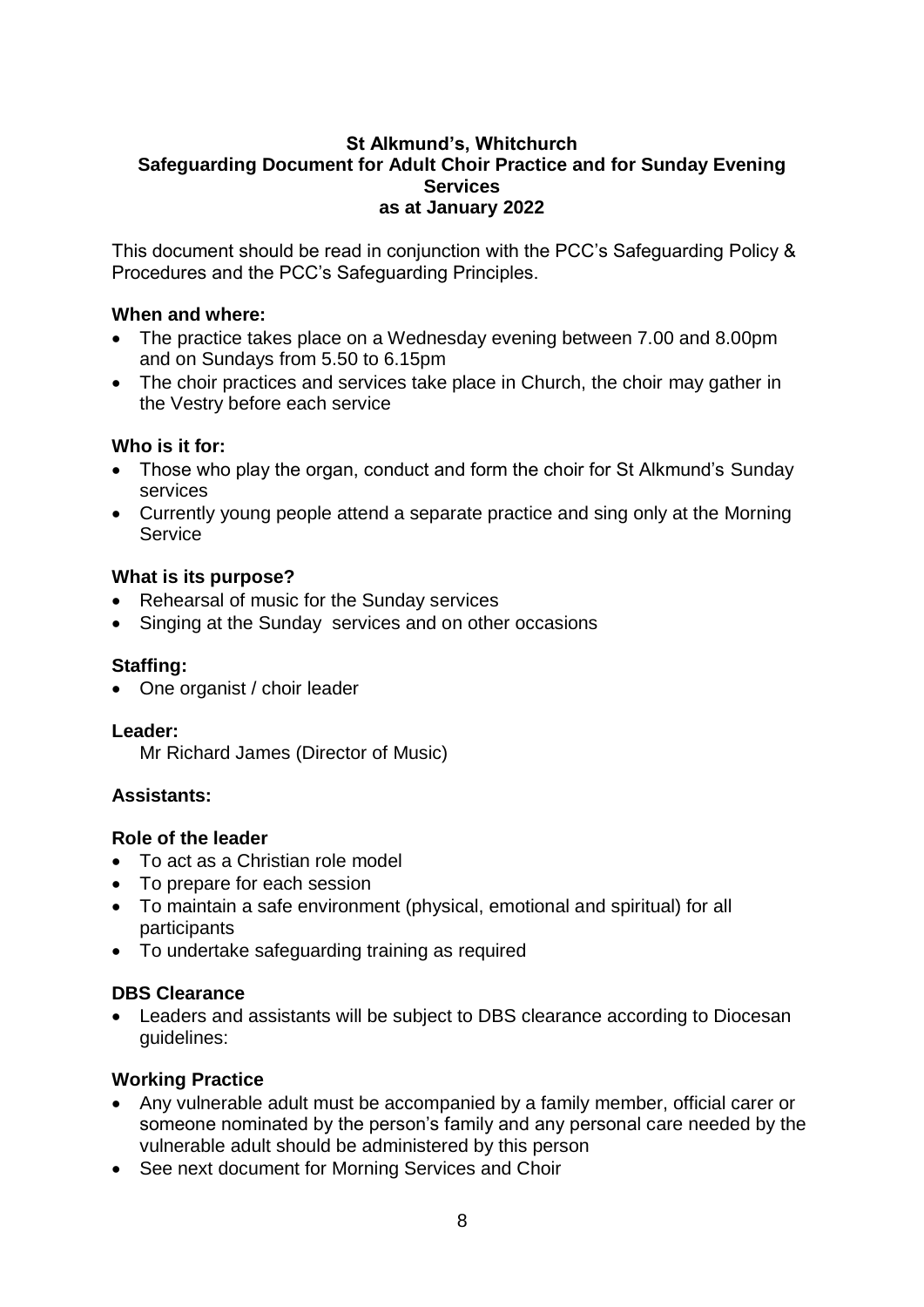**St Alkmund's, Whitchurch**
**Safeguarding Document for Adult Choir Practice and for Sunday Evening Services**
**as at January 2022**

This document should be read in conjunction with the PCC's Safeguarding Policy & Procedures and the PCC's Safeguarding Principles.

**When and where:**

- The practice takes place on a Wednesday evening between 7.00 and 8.00pm and on Sundays from 5.50 to 6.15pm
- The choir practices and services take place in Church, the choir may gather in the Vestry before each service

**Who is it for:**

- Those who play the organ, conduct and form the choir for St Alkmund's Sunday services
- Currently young people attend a separate practice and sing only at the Morning Service

**What is its purpose?**

- Rehearsal of music for the Sunday services
- Singing at the Sunday services and on other occasions

**Staffing:**

- One organist / choir leader

**Leader:**

Mr Richard James (Director of Music)

**Assistants:**

**Role of the leader**

- To act as a Christian role model
- To prepare for each session
- To maintain a safe environment (physical, emotional and spiritual) for all participants
- To undertake safeguarding training as required

**DBS Clearance**

- Leaders and assistants will be subject to DBS clearance according to Diocesan guidelines:

**Working Practice**

- Any vulnerable adult must be accompanied by a family member, official carer or someone nominated by the person's family and any personal care needed by the vulnerable adult should be administered by this person
- See next document for Morning Services and Choir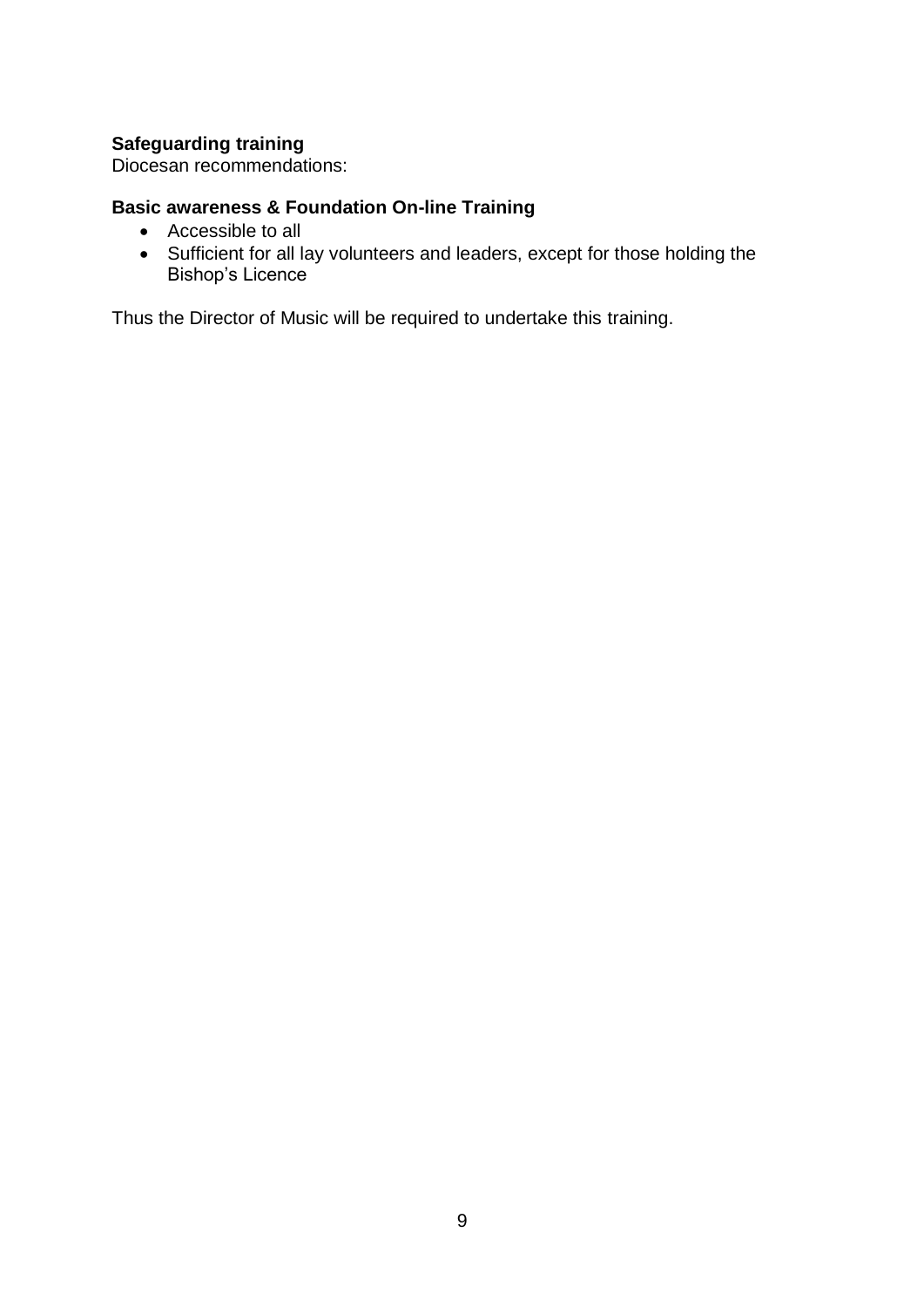**Safeguarding training**
Diocesan recommendations:

**Basic awareness & Foundation On-line Training**

- Accessible to all
- Sufficient for all lay volunteers and leaders, except for those holding the Bishop's Licence

Thus the Director of Music will be required to undertake this training.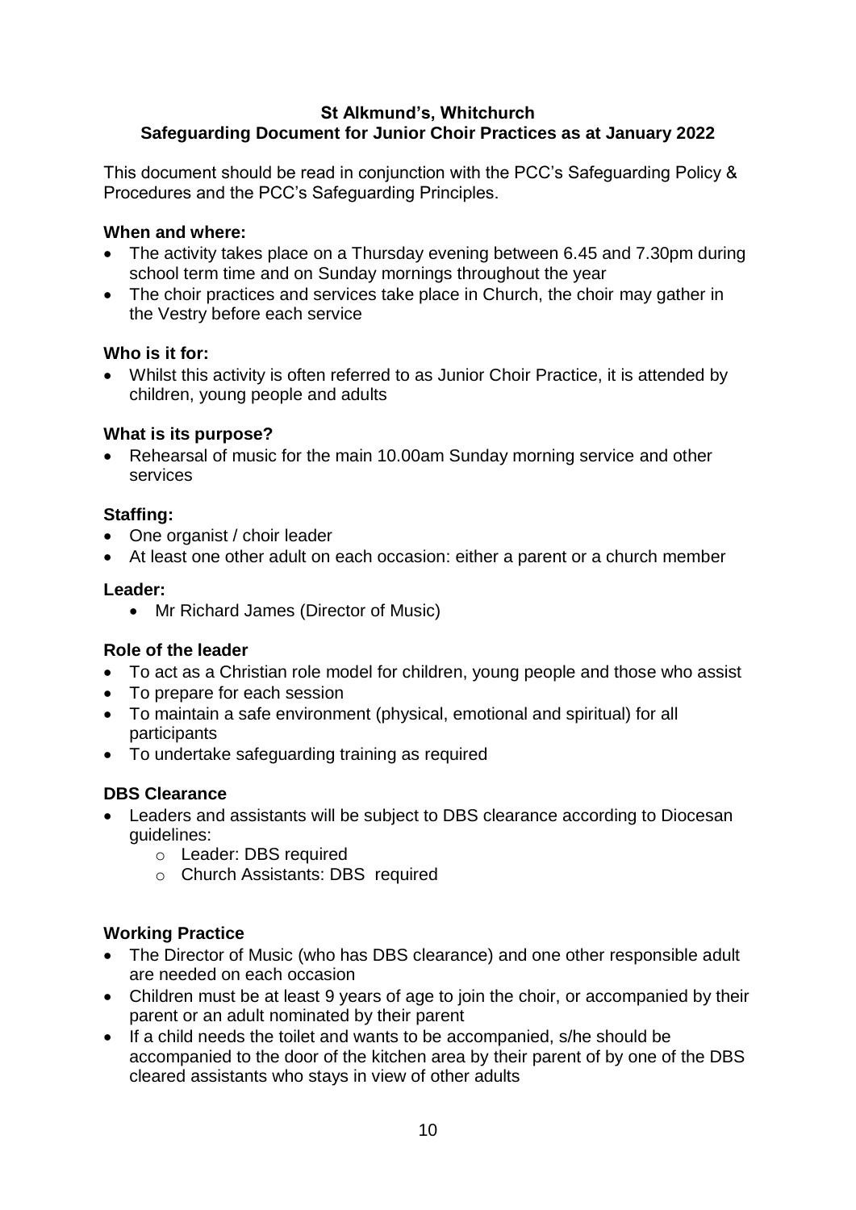**St Alkmund's, Whitchurch**
**Safeguarding Document for Junior Choir Practices as at January 2022**

This document should be read in conjunction with the PCC's Safeguarding Policy & Procedures and the PCC's Safeguarding Principles.

**When and where:**

- The activity takes place on a Thursday evening between 6.45 and 7.30pm during school term time and on Sunday mornings throughout the year
- The choir practices and services take place in Church, the choir may gather in the Vestry before each service

**Who is it for:**

- Whilst this activity is often referred to as Junior Choir Practice, it is attended by children, young people and adults

**What is its purpose?**

- Rehearsal of music for the main 10.00am Sunday morning service and other services

**Staffing:**

- One organist / choir leader
- At least one other adult on each occasion: either a parent or a church member

**Leader:**

- Mr Richard James (Director of Music)

**Role of the leader**

- To act as a Christian role model for children, young people and those who assist
- To prepare for each session
- To maintain a safe environment (physical, emotional and spiritual) for all participants
- To undertake safeguarding training as required

**DBS Clearance**

- Leaders and assistants will be subject to DBS clearance according to Diocesan guidelines:
  - Leader: DBS required
  - Church Assistants: DBS required

**Working Practice**

- The Director of Music (who has DBS clearance) and one other responsible adult are needed on each occasion
- Children must be at least 9 years of age to join the choir, or accompanied by their parent or an adult nominated by their parent
- If a child needs the toilet and wants to be accompanied, s/he should be accompanied to the door of the kitchen area by their parent of by one of the DBS cleared assistants who stays in view of other adults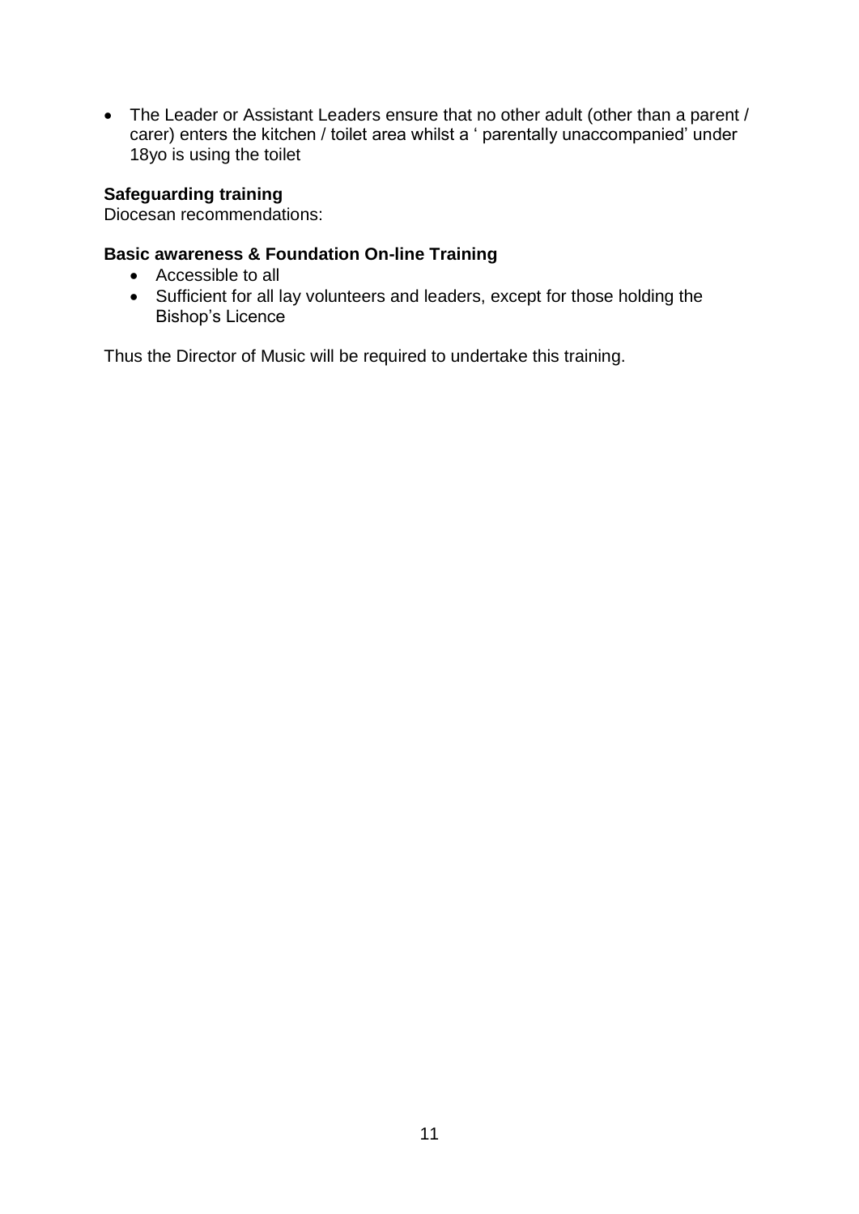- The Leader or Assistant Leaders ensure that no other adult (other than a parent / carer) enters the kitchen / toilet area whilst a ' parentally unaccompanied' under 18yo is using the toilet

**Safeguarding training**
Diocesan recommendations:

**Basic awareness & Foundation On-line Training**

- Accessible to all
- Sufficient for all lay volunteers and leaders, except for those holding the Bishop's Licence

Thus the Director of Music will be required to undertake this training.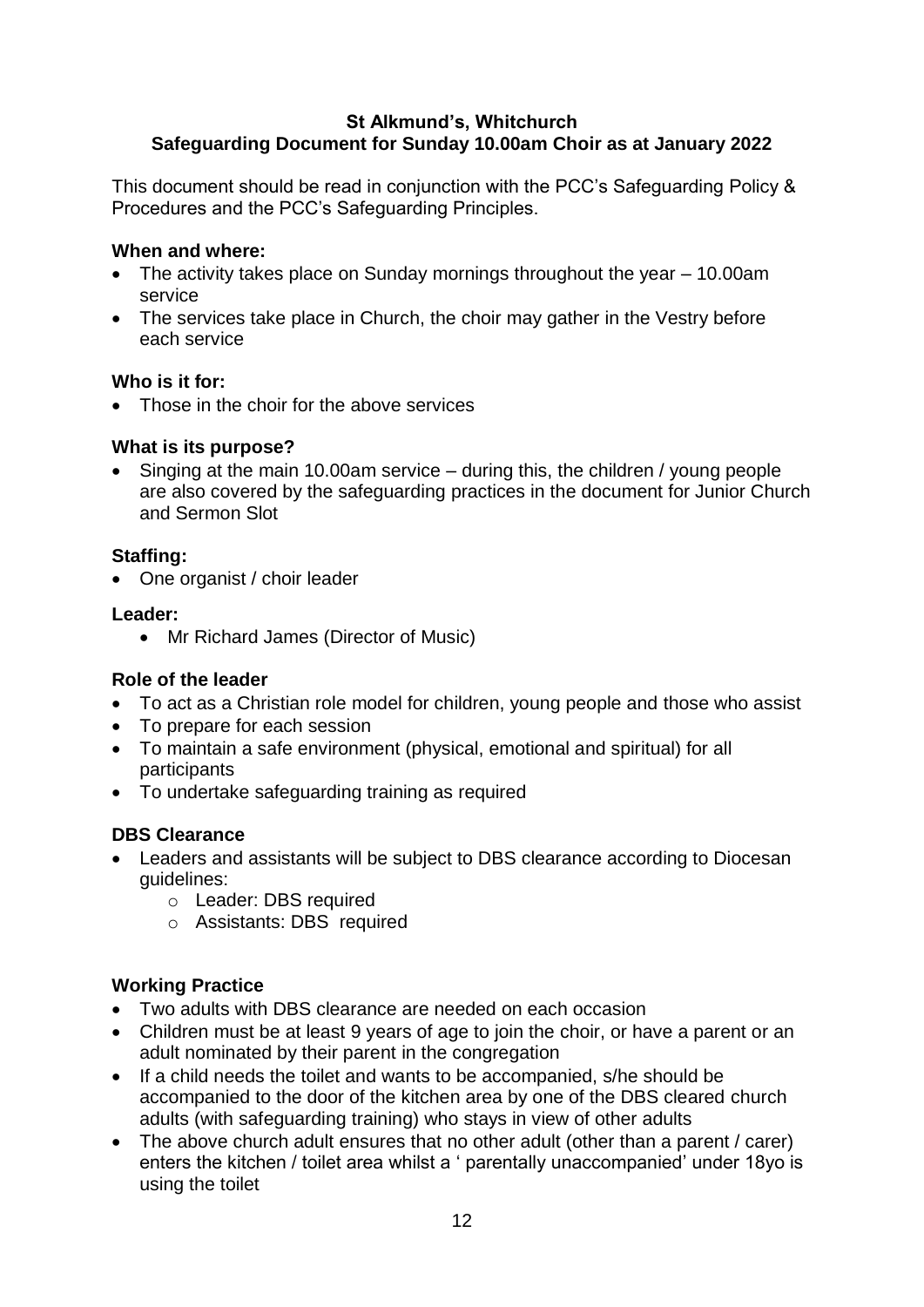**St Alkmund's, Whitchurch**
**Safeguarding Document for Sunday 10.00am Choir as at January 2022**

This document should be read in conjunction with the PCC's Safeguarding Policy & Procedures and the PCC's Safeguarding Principles.

**When and where:**

- The activity takes place on Sunday mornings throughout the year – 10.00am service
- The services take place in Church, the choir may gather in the Vestry before each service

**Who is it for:**

- Those in the choir for the above services

**What is its purpose?**

- Singing at the main 10.00am service – during this, the children / young people are also covered by the safeguarding practices in the document for Junior Church and Sermon Slot

**Staffing:**

- One organist / choir leader

**Leader:**

- Mr Richard James (Director of Music)

**Role of the leader**

- To act as a Christian role model for children, young people and those who assist
- To prepare for each session
- To maintain a safe environment (physical, emotional and spiritual) for all participants
- To undertake safeguarding training as required

**DBS Clearance**

- Leaders and assistants will be subject to DBS clearance according to Diocesan guidelines:
  - Leader: DBS required
  - Assistants: DBS required

**Working Practice**

- Two adults with DBS clearance are needed on each occasion
- Children must be at least 9 years of age to join the choir, or have a parent or an adult nominated by their parent in the congregation
- If a child needs the toilet and wants to be accompanied, s/he should be accompanied to the door of the kitchen area by one of the DBS cleared church adults (with safeguarding training) who stays in view of other adults
- The above church adult ensures that no other adult (other than a parent / carer) enters the kitchen / toilet area whilst a ' parentally unaccompanied' under 18yo is using the toilet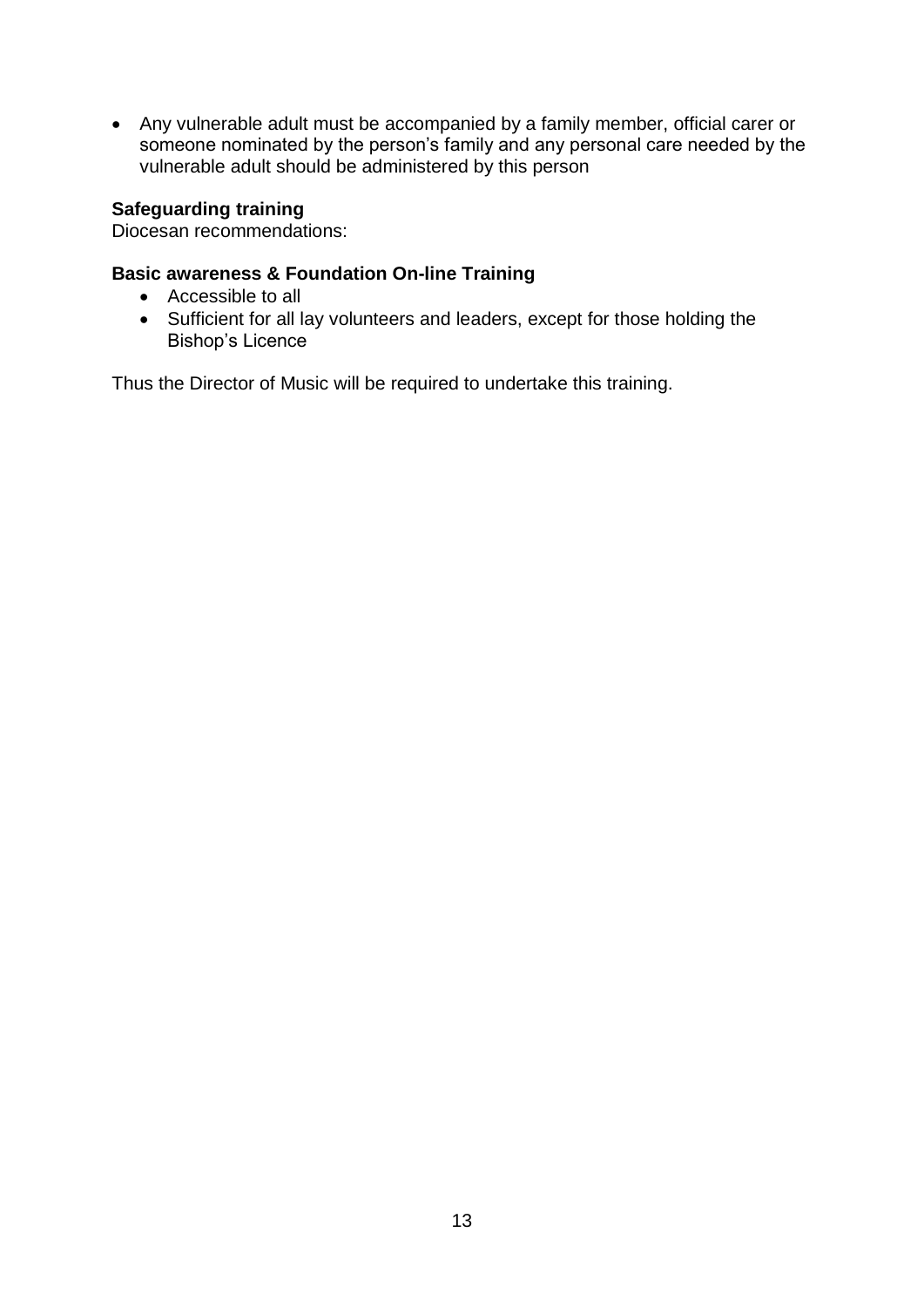- Any vulnerable adult must be accompanied by a family member, official carer or someone nominated by the person's family and any personal care needed by the vulnerable adult should be administered by this person

**Safeguarding training**
Diocesan recommendations:

**Basic awareness & Foundation On-line Training**

- Accessible to all
- Sufficient for all lay volunteers and leaders, except for those holding the Bishop's Licence

Thus the Director of Music will be required to undertake this training.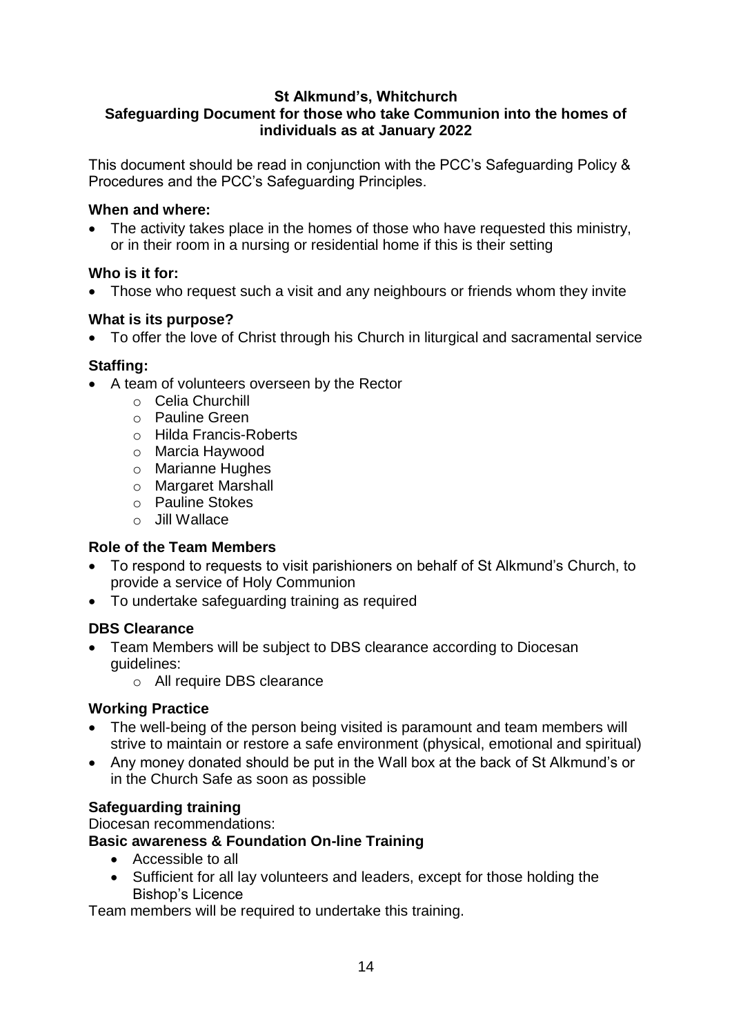**St Alkmund's, Whitchurch**
**Safeguarding Document for those who take Communion into the homes of individuals as at January 2022**

This document should be read in conjunction with the PCC's Safeguarding Policy & Procedures and the PCC's Safeguarding Principles.

**When and where:**

- The activity takes place in the homes of those who have requested this ministry, or in their room in a nursing or residential home if this is their setting

**Who is it for:**

- Those who request such a visit and any neighbours or friends whom they invite

**What is its purpose?**

- To offer the love of Christ through his Church in liturgical and sacramental service

**Staffing:**

- A team of volunteers overseen by the Rector
  - Celia Churchill
  - Pauline Green
  - Hilda Francis-Roberts
  - Marcia Haywood
  - Marianne Hughes
  - Margaret Marshall
  - Pauline Stokes
  - Jill Wallace

**Role of the Team Members**

- To respond to requests to visit parishioners on behalf of St Alkmund's Church, to provide a service of Holy Communion
- To undertake safeguarding training as required

**DBS Clearance**

- Team Members will be subject to DBS clearance according to Diocesan guidelines:
  - All require DBS clearance

**Working Practice**

- The well-being of the person being visited is paramount and team members will strive to maintain or restore a safe environment (physical, emotional and spiritual)
- Any money donated should be put in the Wall box at the back of St Alkmund's or in the Church Safe as soon as possible

**Safeguarding training**

Diocesan recommendations:

**Basic awareness & Foundation On-line Training**

- Accessible to all
- Sufficient for all lay volunteers and leaders, except for those holding the Bishop's Licence

Team members will be required to undertake this training.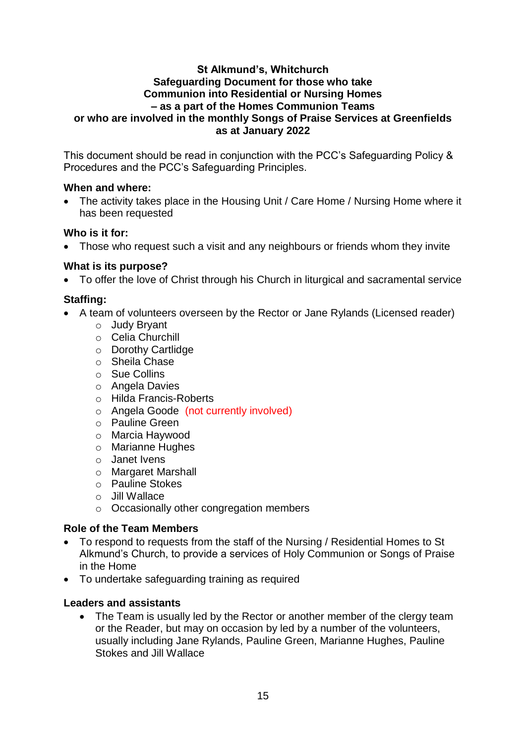**St Alkmund's, Whitchurch**
**Safeguarding Document for those who take Communion into Residential or Nursing Homes – as a part of the Homes Communion Teams or who are involved in the monthly Songs of Praise Services at Greenfields as at January 2022**

This document should be read in conjunction with the PCC's Safeguarding Policy & Procedures and the PCC's Safeguarding Principles.

**When and where:**

- The activity takes place in the Housing Unit / Care Home / Nursing Home where it has been requested

**Who is it for:**

- Those who request such a visit and any neighbours or friends whom they invite

**What is its purpose?**

- To offer the love of Christ through his Church in liturgical and sacramental service

**Staffing:**

- A team of volunteers overseen by the Rector or Jane Rylands (Licensed reader)
  - Judy Bryant
  - Celia Churchill
  - Dorothy Cartlidge
  - Sheila Chase
  - Sue Collins
  - Angela Davies
  - Hilda Francis-Roberts
  - Angela Goode (not currently involved)
  - Pauline Green
  - Marcia Haywood
  - Marianne Hughes
  - Janet Ivens
  - Margaret Marshall
  - Pauline Stokes
  - Jill Wallace
  - Occasionally other congregation members

**Role of the Team Members**

- To respond to requests from the staff of the Nursing / Residential Homes to St Alkmund's Church, to provide a services of Holy Communion or Songs of Praise in the Home
- To undertake safeguarding training as required

**Leaders and assistants**

- The Team is usually led by the Rector or another member of the clergy team or the Reader, but may on occasion by led by a number of the volunteers, usually including Jane Rylands, Pauline Green, Marianne Hughes, Pauline Stokes and Jill Wallace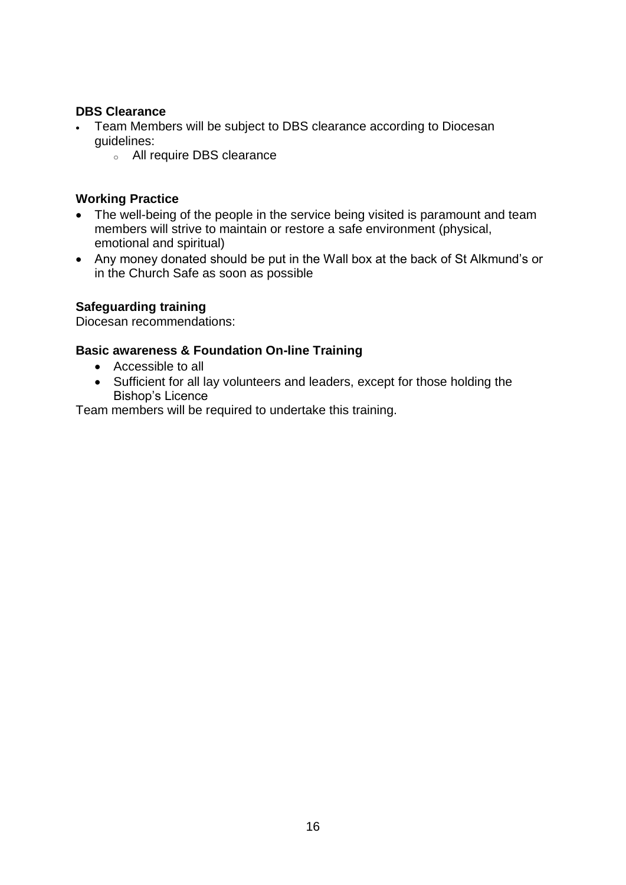**DBS Clearance**

- Team Members will be subject to DBS clearance according to Diocesan guidelines:
  - All require DBS clearance

**Working Practice**

- The well-being of the people in the service being visited is paramount and team members will strive to maintain or restore a safe environment (physical, emotional and spiritual)
- Any money donated should be put in the Wall box at the back of St Alkmund's or in the Church Safe as soon as possible

**Safeguarding training**

Diocesan recommendations:

**Basic awareness & Foundation On-line Training**

- Accessible to all
- Sufficient for all lay volunteers and leaders, except for those holding the Bishop's Licence

Team members will be required to undertake this training.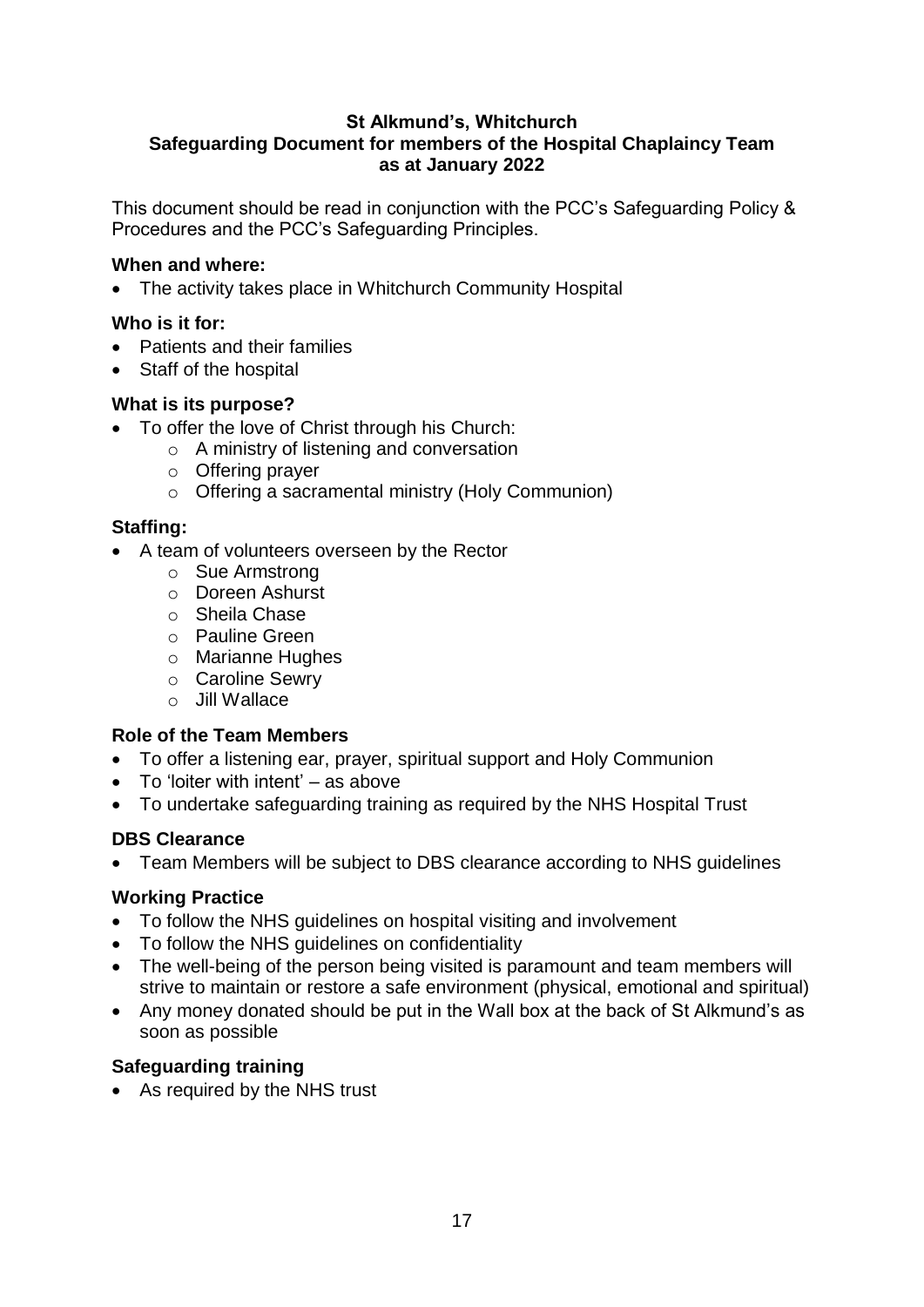# St Alkmund's, Whitchurch
## Safeguarding Document for members of the Hospital Chaplaincy Team as at January 2022

This document should be read in conjunction with the PCC's Safeguarding Policy & Procedures and the PCC's Safeguarding Principles.

### When and where:

- The activity takes place in Whitchurch Community Hospital

### Who is it for:

- Patients and their families
- Staff of the hospital

### What is its purpose?

- To offer the love of Christ through his Church:
  - A ministry of listening and conversation
  - Offering prayer
  - Offering a sacramental ministry (Holy Communion)

### Staffing:

- A team of volunteers overseen by the Rector
  - Sue Armstrong
  - Doreen Ashurst
  - Sheila Chase
  - Pauline Green
  - Marianne Hughes
  - Caroline Sewry
  - Jill Wallace

### Role of the Team Members

- To offer a listening ear, prayer, spiritual support and Holy Communion
- To 'loiter with intent' – as above
- To undertake safeguarding training as required by the NHS Hospital Trust

### DBS Clearance

- Team Members will be subject to DBS clearance according to NHS guidelines

### Working Practice

- To follow the NHS guidelines on hospital visiting and involvement
- To follow the NHS guidelines on confidentiality
- The well-being of the person being visited is paramount and team members will strive to maintain or restore a safe environment (physical, emotional and spiritual)
- Any money donated should be put in the Wall box at the back of St Alkmund's as soon as possible

### Safeguarding training

- As required by the NHS trust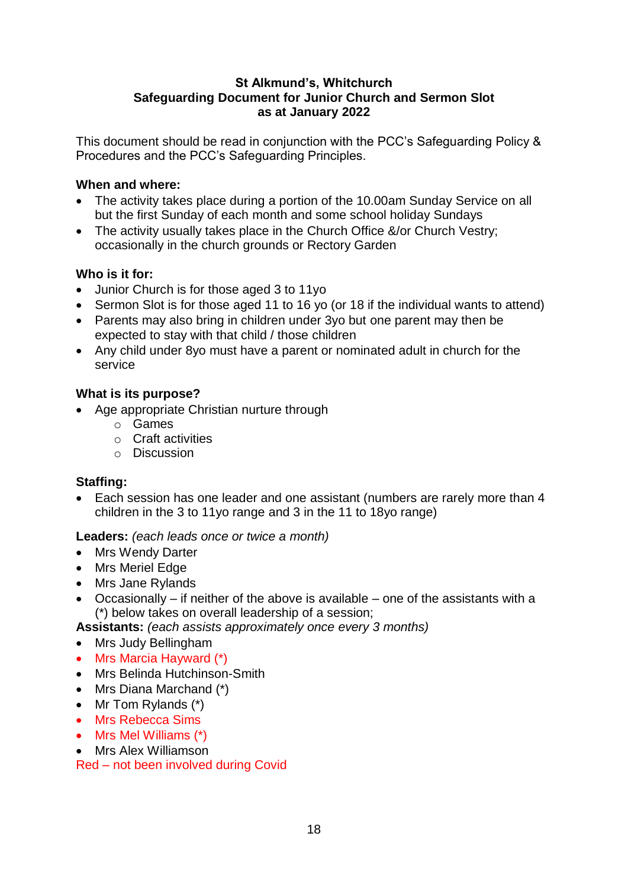**St Alkmund's, Whitchurch**
**Safeguarding Document for Junior Church and Sermon Slot**
**as at January 2022**

This document should be read in conjunction with the PCC's Safeguarding Policy & Procedures and the PCC's Safeguarding Principles.

**When and where:**

- The activity takes place during a portion of the 10.00am Sunday Service on all but the first Sunday of each month and some school holiday Sundays
- The activity usually takes place in the Church Office &/or Church Vestry; occasionally in the church grounds or Rectory Garden

**Who is it for:**

- Junior Church is for those aged 3 to 11yo
- Sermon Slot is for those aged 11 to 16 yo (or 18 if the individual wants to attend)
- Parents may also bring in children under 3yo but one parent may then be expected to stay with that child / those children
- Any child under 8yo must have a parent or nominated adult in church for the service

**What is its purpose?**

- Age appropriate Christian nurture through
  - Games
  - Craft activities
  - Discussion

**Staffing:**

- Each session has one leader and one assistant (numbers are rarely more than 4 children in the 3 to 11yo range and 3 in the 11 to 18yo range)

**Leaders:** *(each leads once or twice a month)*

- Mrs Wendy Darter
- Mrs Meriel Edge
- Mrs Jane Rylands
- Occasionally – if neither of the above is available – one of the assistants with a (*) below takes on overall leadership of a session;

**Assistants:** *(each assists approximately once every 3 months)*

- Mrs Judy Bellingham
- Mrs Marcia Hayward (*)
- Mrs Belinda Hutchinson-Smith
- Mrs Diana Marchand (*)
- Mr Tom Rylands (*)
- Mrs Rebecca Sims
- Mrs Mel Williams (*)
- Mrs Alex Williamson

Red – not been involved during Covid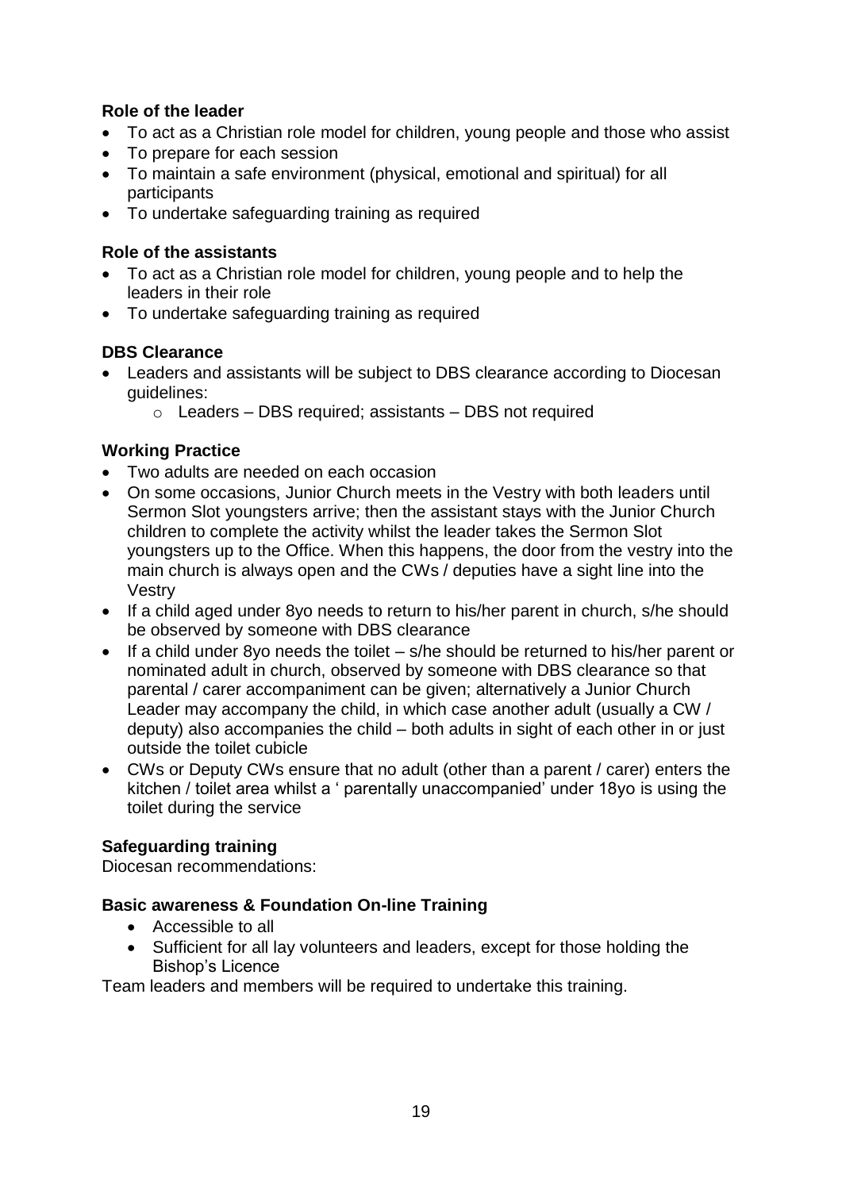**Role of the leader**

- To act as a Christian role model for children, young people and those who assist
- To prepare for each session
- To maintain a safe environment (physical, emotional and spiritual) for all participants
- To undertake safeguarding training as required

**Role of the assistants**

- To act as a Christian role model for children, young people and to help the leaders in their role
- To undertake safeguarding training as required

**DBS Clearance**

- Leaders and assistants will be subject to DBS clearance according to Diocesan guidelines:
    - Leaders – DBS required; assistants – DBS not required

**Working Practice**

- Two adults are needed on each occasion
- On some occasions, Junior Church meets in the Vestry with both leaders until Sermon Slot youngsters arrive; then the assistant stays with the Junior Church children to complete the activity whilst the leader takes the Sermon Slot youngsters up to the Office. When this happens, the door from the vestry into the main church is always open and the CWs / deputies have a sight line into the Vestry
- If a child aged under 8yo needs to return to his/her parent in church, s/he should be observed by someone with DBS clearance
- If a child under 8yo needs the toilet – s/he should be returned to his/her parent or nominated adult in church, observed by someone with DBS clearance so that parental / carer accompaniment can be given; alternatively a Junior Church Leader may accompany the child, in which case another adult (usually a CW / deputy) also accompanies the child – both adults in sight of each other in or just outside the toilet cubicle
- CWs or Deputy CWs ensure that no adult (other than a parent / carer) enters the kitchen / toilet area whilst a ' parentally unaccompanied' under 18yo is using the toilet during the service

**Safeguarding training**

Diocesan recommendations:

**Basic awareness & Foundation On-line Training**

- Accessible to all
- Sufficient for all lay volunteers and leaders, except for those holding the Bishop's Licence

Team leaders and members will be required to undertake this training.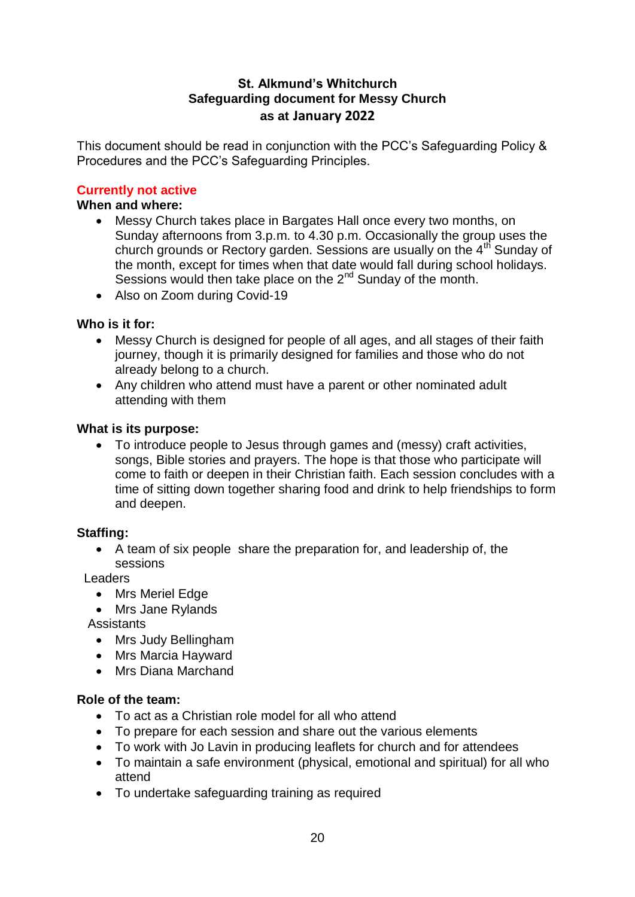# St. Alkmund's Whitchurch
## Safeguarding document for Messy Church
## as at January 2022

This document should be read in conjunction with the PCC's Safeguarding Policy & Procedures and the PCC's Safeguarding Principles.

**Currently not active**

**When and where:**

- Messy Church takes place in Bargates Hall once every two months, on Sunday afternoons from 3.p.m. to 4.30 p.m. Occasionally the group uses the church grounds or Rectory garden. Sessions are usually on the 4th Sunday of the month, except for times when that date would fall during school holidays. Sessions would then take place on the 2nd Sunday of the month.
- Also on Zoom during Covid-19

**Who is it for:**

- Messy Church is designed for people of all ages, and all stages of their faith journey, though it is primarily designed for families and those who do not already belong to a church.
- Any children who attend must have a parent or other nominated adult attending with them

**What is its purpose:**

- To introduce people to Jesus through games and (messy) craft activities, songs, Bible stories and prayers. The hope is that those who participate will come to faith or deepen in their Christian faith. Each session concludes with a time of sitting down together sharing food and drink to help friendships to form and deepen.

**Staffing:**

- A team of six people share the preparation for, and leadership of, the sessions

Leaders

- Mrs Meriel Edge
- Mrs Jane Rylands

Assistants

- Mrs Judy Bellingham
- Mrs Marcia Hayward
- Mrs Diana Marchand

**Role of the team:**

- To act as a Christian role model for all who attend
- To prepare for each session and share out the various elements
- To work with Jo Lavin in producing leaflets for church and for attendees
- To maintain a safe environment (physical, emotional and spiritual) for all who attend
- To undertake safeguarding training as required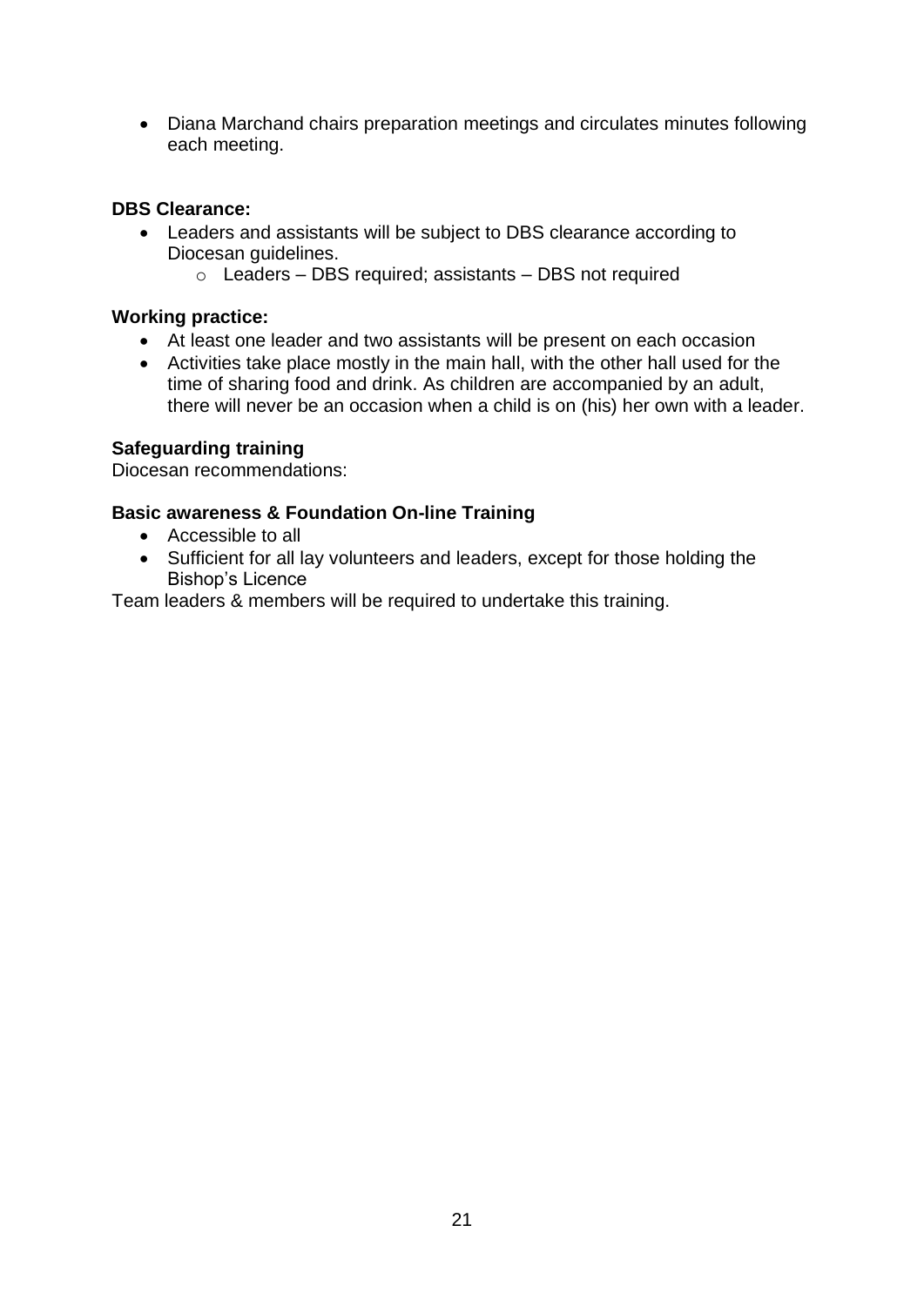- Diana Marchand chairs preparation meetings and circulates minutes following each meeting.

**DBS Clearance:**

- Leaders and assistants will be subject to DBS clearance according to Diocesan guidelines.
    - Leaders – DBS required; assistants – DBS not required

**Working practice:**

- At least one leader and two assistants will be present on each occasion
- Activities take place mostly in the main hall, with the other hall used for the time of sharing food and drink. As children are accompanied by an adult, there will never be an occasion when a child is on (his) her own with a leader.

**Safeguarding training**

Diocesan recommendations:

**Basic awareness & Foundation On-line Training**

- Accessible to all
- Sufficient for all lay volunteers and leaders, except for those holding the Bishop's Licence

Team leaders & members will be required to undertake this training.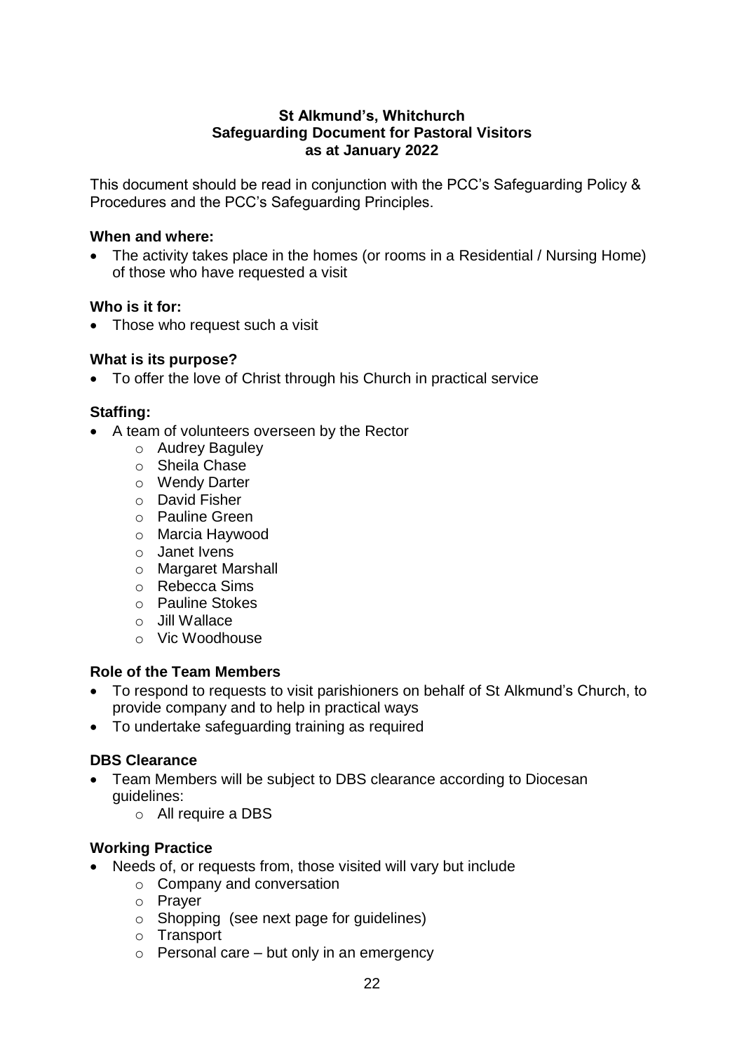**St Alkmund's, Whitchurch**
**Safeguarding Document for Pastoral Visitors**
**as at January 2022**

This document should be read in conjunction with the PCC's Safeguarding Policy & Procedures and the PCC's Safeguarding Principles.

**When and where:**

- The activity takes place in the homes (or rooms in a Residential / Nursing Home) of those who have requested a visit

**Who is it for:**

- Those who request such a visit

**What is its purpose?**

- To offer the love of Christ through his Church in practical service

**Staffing:**

- A team of volunteers overseen by the Rector
  - Audrey Baguley
  - Sheila Chase
  - Wendy Darter
  - David Fisher
  - Pauline Green
  - Marcia Haywood
  - Janet Ivens
  - Margaret Marshall
  - Rebecca Sims
  - Pauline Stokes
  - Jill Wallace
  - Vic Woodhouse

**Role of the Team Members**

- To respond to requests to visit parishioners on behalf of St Alkmund's Church, to provide company and to help in practical ways
- To undertake safeguarding training as required

**DBS Clearance**

- Team Members will be subject to DBS clearance according to Diocesan guidelines:
  - All require a DBS

**Working Practice**

- Needs of, or requests from, those visited will vary but include
  - Company and conversation
  - Prayer
  - Shopping (see next page for guidelines)
  - Transport
  - Personal care – but only in an emergency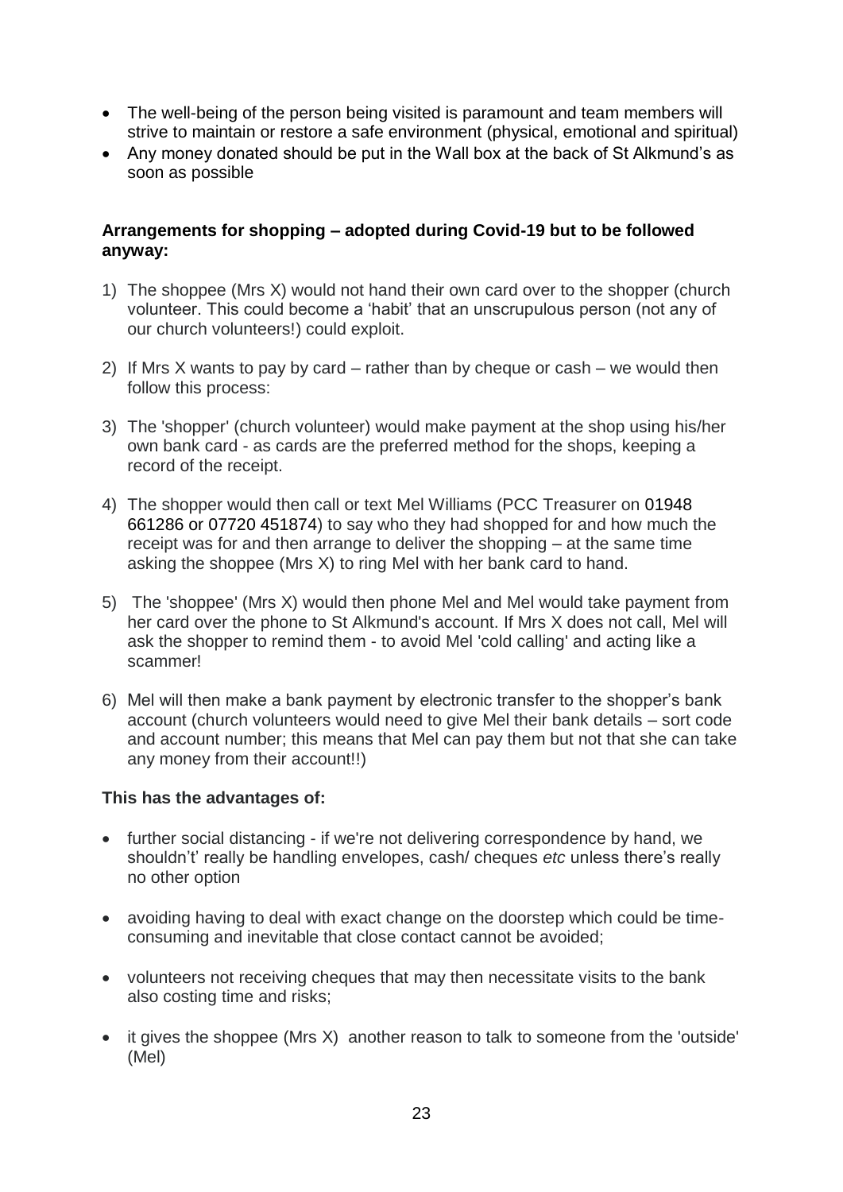- The well-being of the person being visited is paramount and team members will strive to maintain or restore a safe environment (physical, emotional and spiritual)
- Any money donated should be put in the Wall box at the back of St Alkmund's as soon as possible

**Arrangements for shopping – adopted during Covid-19 but to be followed anyway:**

1) The shoppee (Mrs X) would not hand their own card over to the shopper (church volunteer. This could become a 'habit' that an unscrupulous person (not any of our church volunteers!) could exploit.

2) If Mrs X wants to pay by card – rather than by cheque or cash – we would then follow this process:

3) The 'shopper' (church volunteer) would make payment at the shop using his/her own bank card - as cards are the preferred method for the shops, keeping a record of the receipt.

4) The shopper would then call or text Mel Williams (PCC Treasurer on 01948 661286 or 07720 451874) to say who they had shopped for and how much the receipt was for and then arrange to deliver the shopping – at the same time asking the shoppee (Mrs X) to ring Mel with her bank card to hand.

5) The 'shoppee' (Mrs X) would then phone Mel and Mel would take payment from her card over the phone to St Alkmund's account. If Mrs X does not call, Mel will ask the shopper to remind them - to avoid Mel 'cold calling' and acting like a scammer!

6) Mel will then make a bank payment by electronic transfer to the shopper's bank account (church volunteers would need to give Mel their bank details – sort code and account number; this means that Mel can pay them but not that she can take any money from their account!!)

**This has the advantages of:**

- further social distancing - if we're not delivering correspondence by hand, we shouldn't' really be handling envelopes, cash/ cheques *etc* unless there's really no other option
- avoiding having to deal with exact change on the doorstep which could be time-consuming and inevitable that close contact cannot be avoided;
- volunteers not receiving cheques that may then necessitate visits to the bank also costing time and risks;
- it gives the shoppee (Mrs X) another reason to talk to someone from the 'outside' (Mel)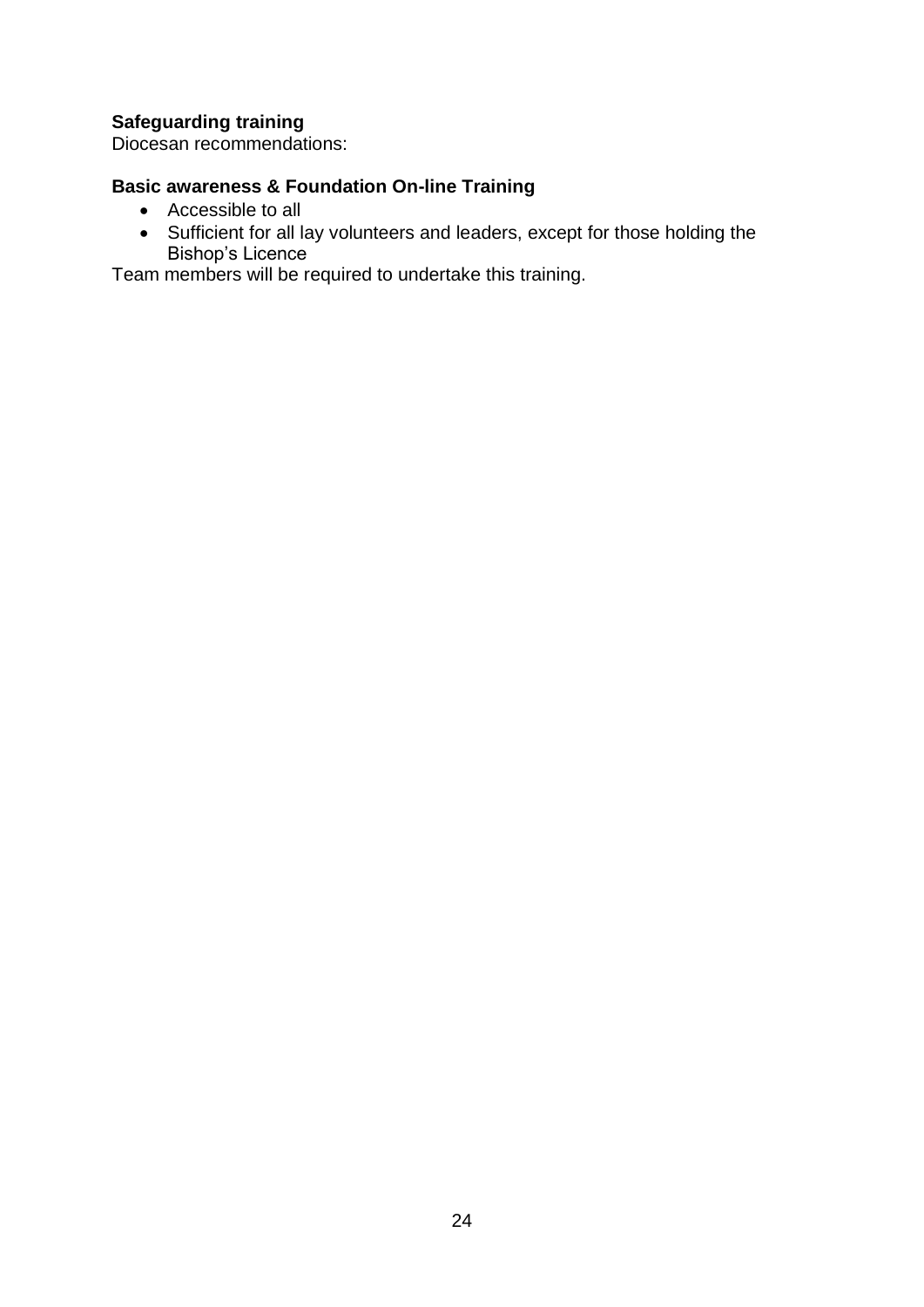**Safeguarding training**
Diocesan recommendations:

**Basic awareness & Foundation On-line Training**

- Accessible to all
- Sufficient for all lay volunteers and leaders, except for those holding the Bishop's Licence

Team members will be required to undertake this training.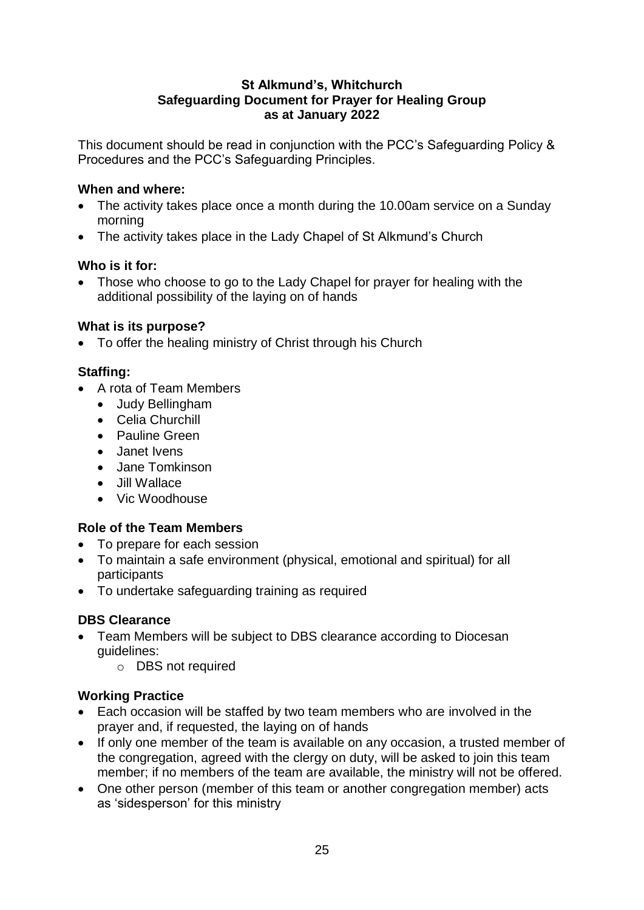**St Alkmund's, Whitchurch**
**Safeguarding Document for Prayer for Healing Group**
**as at January 2022**

This document should be read in conjunction with the PCC's Safeguarding Policy & Procedures and the PCC's Safeguarding Principles.

**When and where:**

- The activity takes place once a month during the 10.00am service on a Sunday morning
- The activity takes place in the Lady Chapel of St Alkmund's Church

**Who is it for:**

- Those who choose to go to the Lady Chapel for prayer for healing with the additional possibility of the laying on of hands

**What is its purpose?**

- To offer the healing ministry of Christ through his Church

**Staffing:**

- A rota of Team Members
  - Judy Bellingham
  - Celia Churchill
  - Pauline Green
  - Janet Ivens
  - Jane Tomkinson
  - Jill Wallace
  - Vic Woodhouse

**Role of the Team Members**

- To prepare for each session
- To maintain a safe environment (physical, emotional and spiritual) for all participants
- To undertake safeguarding training as required

**DBS Clearance**

- Team Members will be subject to DBS clearance according to Diocesan guidelines:
  - DBS not required

**Working Practice**

- Each occasion will be staffed by two team members who are involved in the prayer and, if requested, the laying on of hands
- If only one member of the team is available on any occasion, a trusted member of the congregation, agreed with the clergy on duty, will be asked to join this team member; if no members of the team are available, the ministry will not be offered.
- One other person (member of this team or another congregation member) acts as 'sidesperson' for this ministry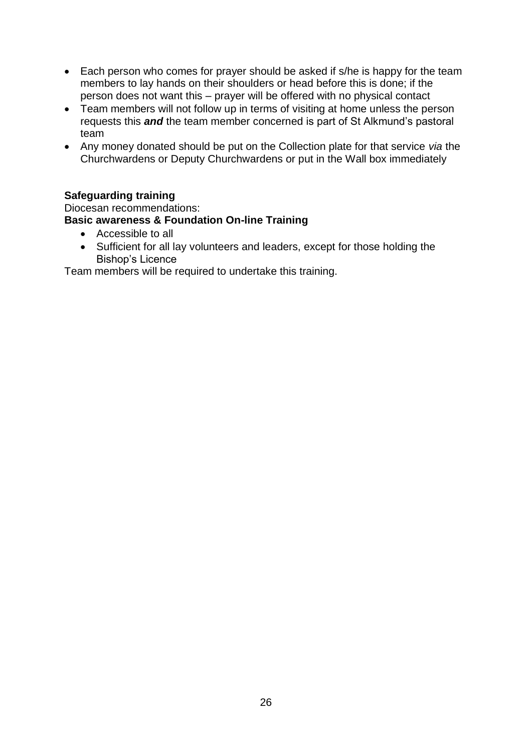- Each person who comes for prayer should be asked if s/he is happy for the team members to lay hands on their shoulders or head before this is done; if the person does not want this – prayer will be offered with no physical contact
- Team members will not follow up in terms of visiting at home unless the person requests this ***and*** the team member concerned is part of St Alkmund's pastoral team
- Any money donated should be put on the Collection plate for that service *via* the Churchwardens or Deputy Churchwardens or put in the Wall box immediately

**Safeguarding training**

Diocesan recommendations:

**Basic awareness & Foundation On-line Training**

- Accessible to all
- Sufficient for all lay volunteers and leaders, except for those holding the Bishop's Licence

Team members will be required to undertake this training.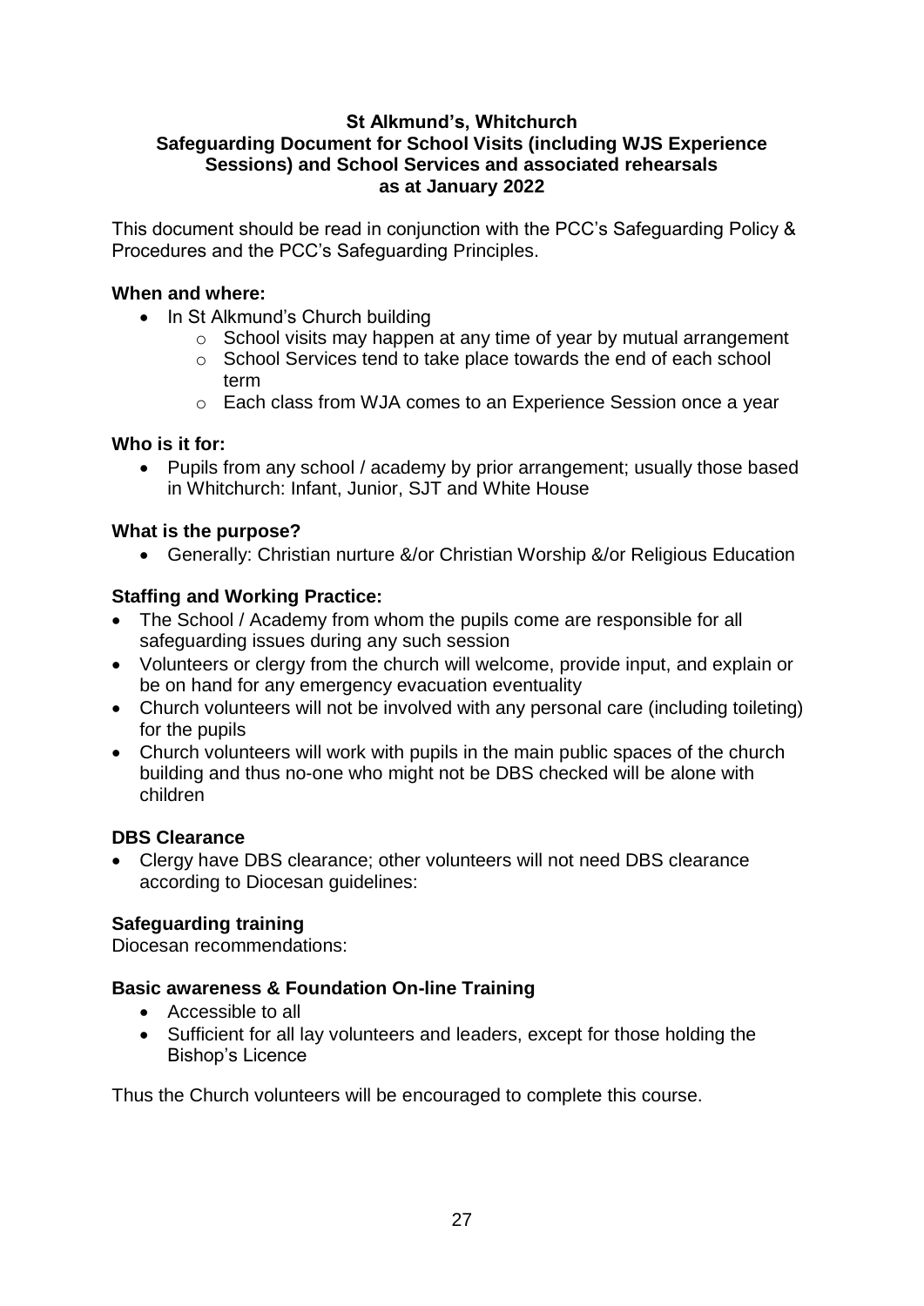**St Alkmund's, Whitchurch**
**Safeguarding Document for School Visits (including WJS Experience Sessions) and School Services and associated rehearsals**
**as at January 2022**

This document should be read in conjunction with the PCC's Safeguarding Policy & Procedures and the PCC's Safeguarding Principles.

**When and where:**

- In St Alkmund's Church building
  - School visits may happen at any time of year by mutual arrangement
  - School Services tend to take place towards the end of each school term
  - Each class from WJA comes to an Experience Session once a year

**Who is it for:**

- Pupils from any school / academy by prior arrangement; usually those based in Whitchurch: Infant, Junior, SJT and White House

**What is the purpose?**

- Generally: Christian nurture &/or Christian Worship &/or Religious Education

**Staffing and Working Practice:**

- The School / Academy from whom the pupils come are responsible for all safeguarding issues during any such session
- Volunteers or clergy from the church will welcome, provide input, and explain or be on hand for any emergency evacuation eventuality
- Church volunteers will not be involved with any personal care (including toileting) for the pupils
- Church volunteers will work with pupils in the main public spaces of the church building and thus no-one who might not be DBS checked will be alone with children

**DBS Clearance**

- Clergy have DBS clearance; other volunteers will not need DBS clearance according to Diocesan guidelines:

**Safeguarding training**

Diocesan recommendations:

**Basic awareness & Foundation On-line Training**

- Accessible to all
- Sufficient for all lay volunteers and leaders, except for those holding the Bishop's Licence

Thus the Church volunteers will be encouraged to complete this course.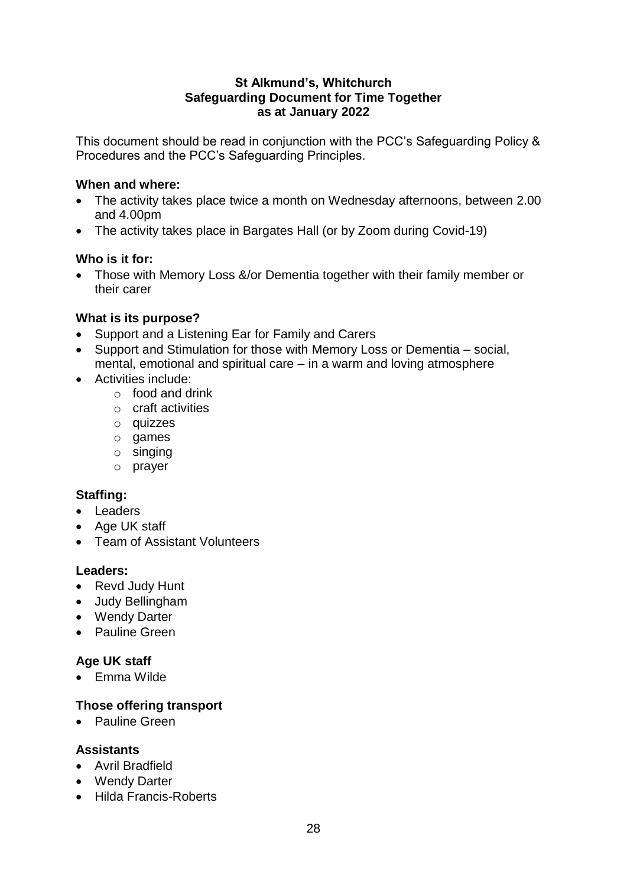**St Alkmund's, Whitchurch**
**Safeguarding Document for Time Together**
**as at January 2022**

This document should be read in conjunction with the PCC's Safeguarding Policy & Procedures and the PCC's Safeguarding Principles.

**When and where:**

- The activity takes place twice a month on Wednesday afternoons, between 2.00 and 4.00pm
- The activity takes place in Bargates Hall (or by Zoom during Covid-19)

**Who is it for:**

- Those with Memory Loss &/or Dementia together with their family member or their carer

**What is its purpose?**

- Support and a Listening Ear for Family and Carers
- Support and Stimulation for those with Memory Loss or Dementia – social, mental, emotional and spiritual care – in a warm and loving atmosphere
- Activities include:
  - food and drink
  - craft activities
  - quizzes
  - games
  - singing
  - prayer

**Staffing:**

- Leaders
- Age UK staff
- Team of Assistant Volunteers

**Leaders:**

- Revd Judy Hunt
- Judy Bellingham
- Wendy Darter
- Pauline Green

**Age UK staff**

- Emma Wilde

**Those offering transport**

- Pauline Green

**Assistants**

- Avril Bradfield
- Wendy Darter
- Hilda Francis-Roberts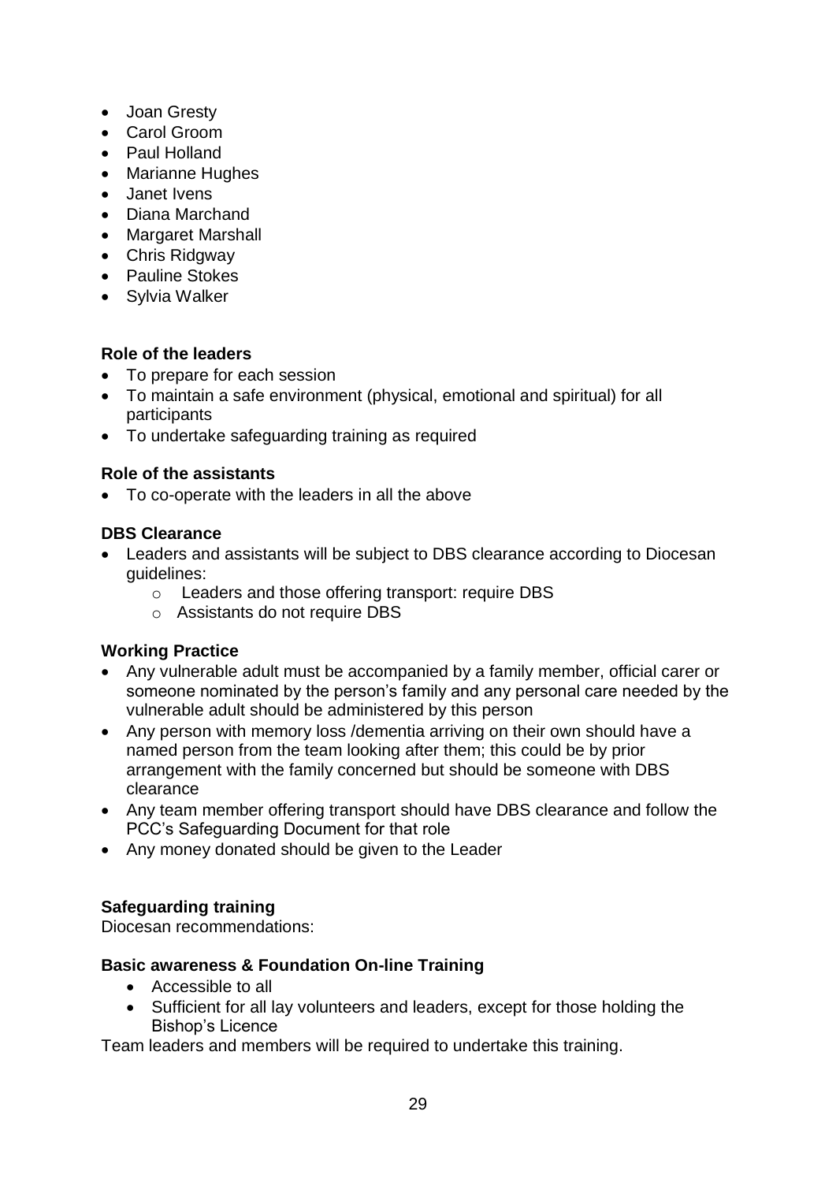- Joan Gresty
- Carol Groom
- Paul Holland
- Marianne Hughes
- Janet Ivens
- Diana Marchand
- Margaret Marshall
- Chris Ridgway
- Pauline Stokes
- Sylvia Walker

**Role of the leaders**

- To prepare for each session
- To maintain a safe environment (physical, emotional and spiritual) for all participants
- To undertake safeguarding training as required

**Role of the assistants**

- To co-operate with the leaders in all the above

**DBS Clearance**

- Leaders and assistants will be subject to DBS clearance according to Diocesan guidelines:
    - Leaders and those offering transport: require DBS
    - Assistants do not require DBS

**Working Practice**

- Any vulnerable adult must be accompanied by a family member, official carer or someone nominated by the person's family and any personal care needed by the vulnerable adult should be administered by this person
- Any person with memory loss /dementia arriving on their own should have a named person from the team looking after them; this could be by prior arrangement with the family concerned but should be someone with DBS clearance
- Any team member offering transport should have DBS clearance and follow the PCC's Safeguarding Document for that role
- Any money donated should be given to the Leader

**Safeguarding training**

Diocesan recommendations:

**Basic awareness & Foundation On-line Training**

- Accessible to all
- Sufficient for all lay volunteers and leaders, except for those holding the Bishop's Licence

Team leaders and members will be required to undertake this training.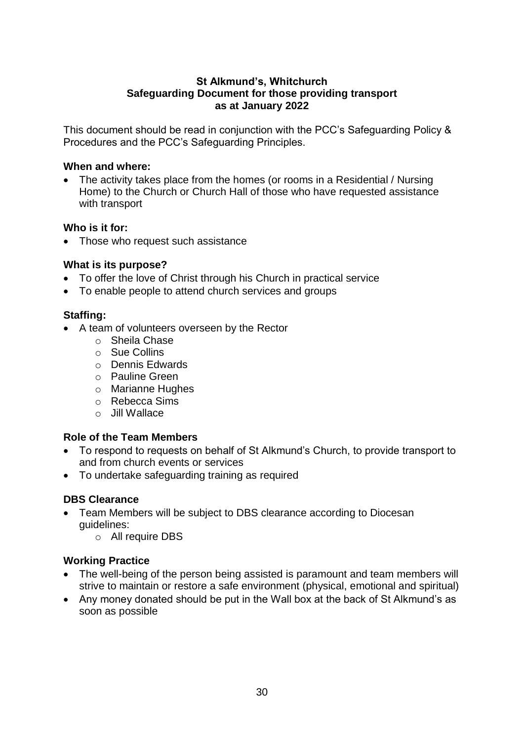**St Alkmund's, Whitchurch**
**Safeguarding Document for those providing transport**
**as at January 2022**

This document should be read in conjunction with the PCC's Safeguarding Policy & Procedures and the PCC's Safeguarding Principles.

**When and where:**

- The activity takes place from the homes (or rooms in a Residential / Nursing Home) to the Church or Church Hall of those who have requested assistance with transport

**Who is it for:**

- Those who request such assistance

**What is its purpose?**

- To offer the love of Christ through his Church in practical service
- To enable people to attend church services and groups

**Staffing:**

- A team of volunteers overseen by the Rector
  - Sheila Chase
  - Sue Collins
  - Dennis Edwards
  - Pauline Green
  - Marianne Hughes
  - Rebecca Sims
  - Jill Wallace

**Role of the Team Members**

- To respond to requests on behalf of St Alkmund's Church, to provide transport to and from church events or services
- To undertake safeguarding training as required

**DBS Clearance**

- Team Members will be subject to DBS clearance according to Diocesan guidelines:
  - All require DBS

**Working Practice**

- The well-being of the person being assisted is paramount and team members will strive to maintain or restore a safe environment (physical, emotional and spiritual)
- Any money donated should be put in the Wall box at the back of St Alkmund's as soon as possible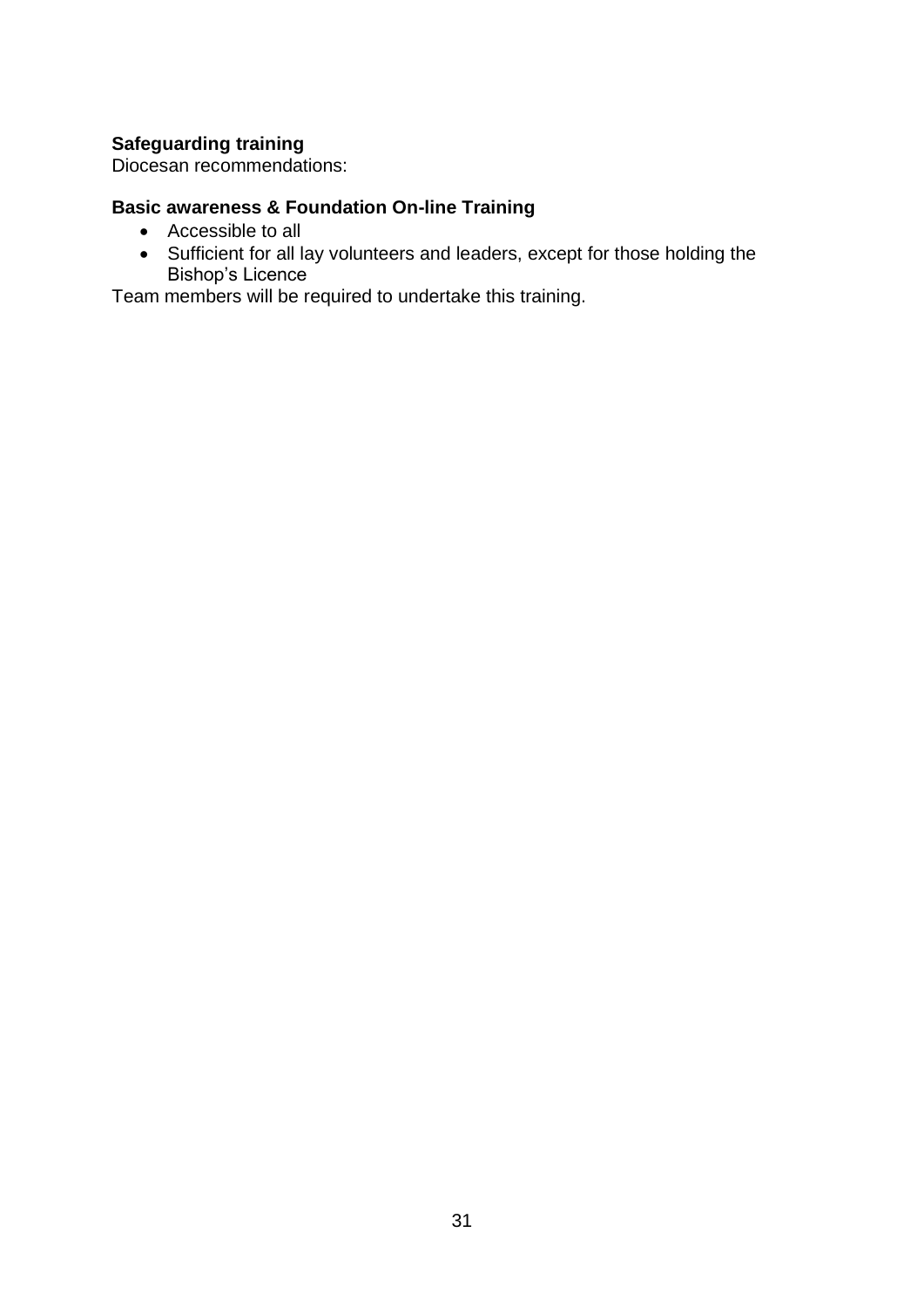**Safeguarding training**

Diocesan recommendations:

**Basic awareness & Foundation On-line Training**

- Accessible to all
- Sufficient for all lay volunteers and leaders, except for those holding the Bishop's Licence

Team members will be required to undertake this training.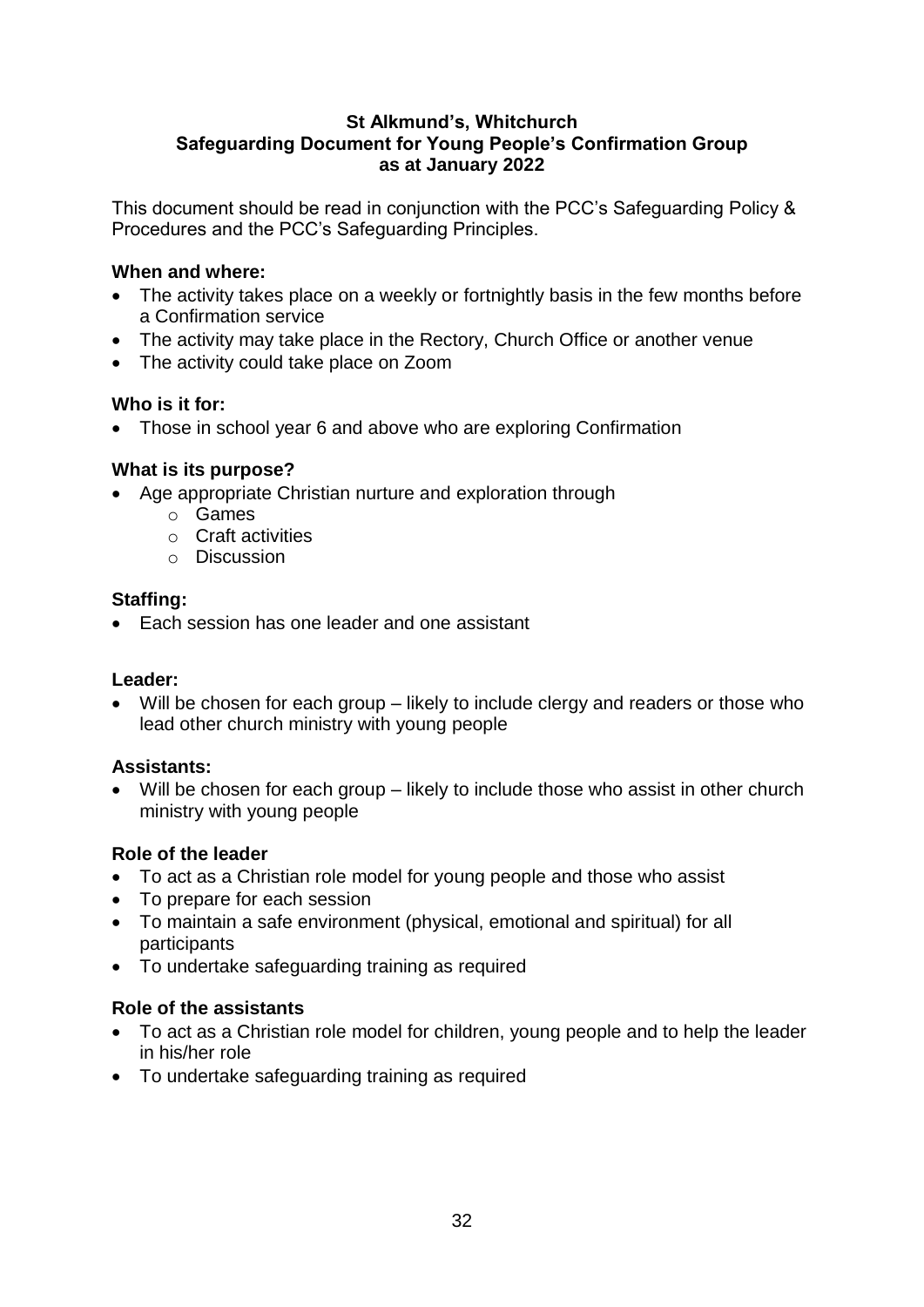# St Alkmund's, Whitchurch
## Safeguarding Document for Young People's Confirmation Group
## as at January 2022

This document should be read in conjunction with the PCC's Safeguarding Policy & Procedures and the PCC's Safeguarding Principles.

**When and where:**

- The activity takes place on a weekly or fortnightly basis in the few months before a Confirmation service
- The activity may take place in the Rectory, Church Office or another venue
- The activity could take place on Zoom

**Who is it for:**

- Those in school year 6 and above who are exploring Confirmation

**What is its purpose?**

- Age appropriate Christian nurture and exploration through
  - Games
  - Craft activities
  - Discussion

**Staffing:**

- Each session has one leader and one assistant

**Leader:**

- Will be chosen for each group – likely to include clergy and readers or those who lead other church ministry with young people

**Assistants:**

- Will be chosen for each group – likely to include those who assist in other church ministry with young people

**Role of the leader**

- To act as a Christian role model for young people and those who assist
- To prepare for each session
- To maintain a safe environment (physical, emotional and spiritual) for all participants
- To undertake safeguarding training as required

**Role of the assistants**

- To act as a Christian role model for children, young people and to help the leader in his/her role
- To undertake safeguarding training as required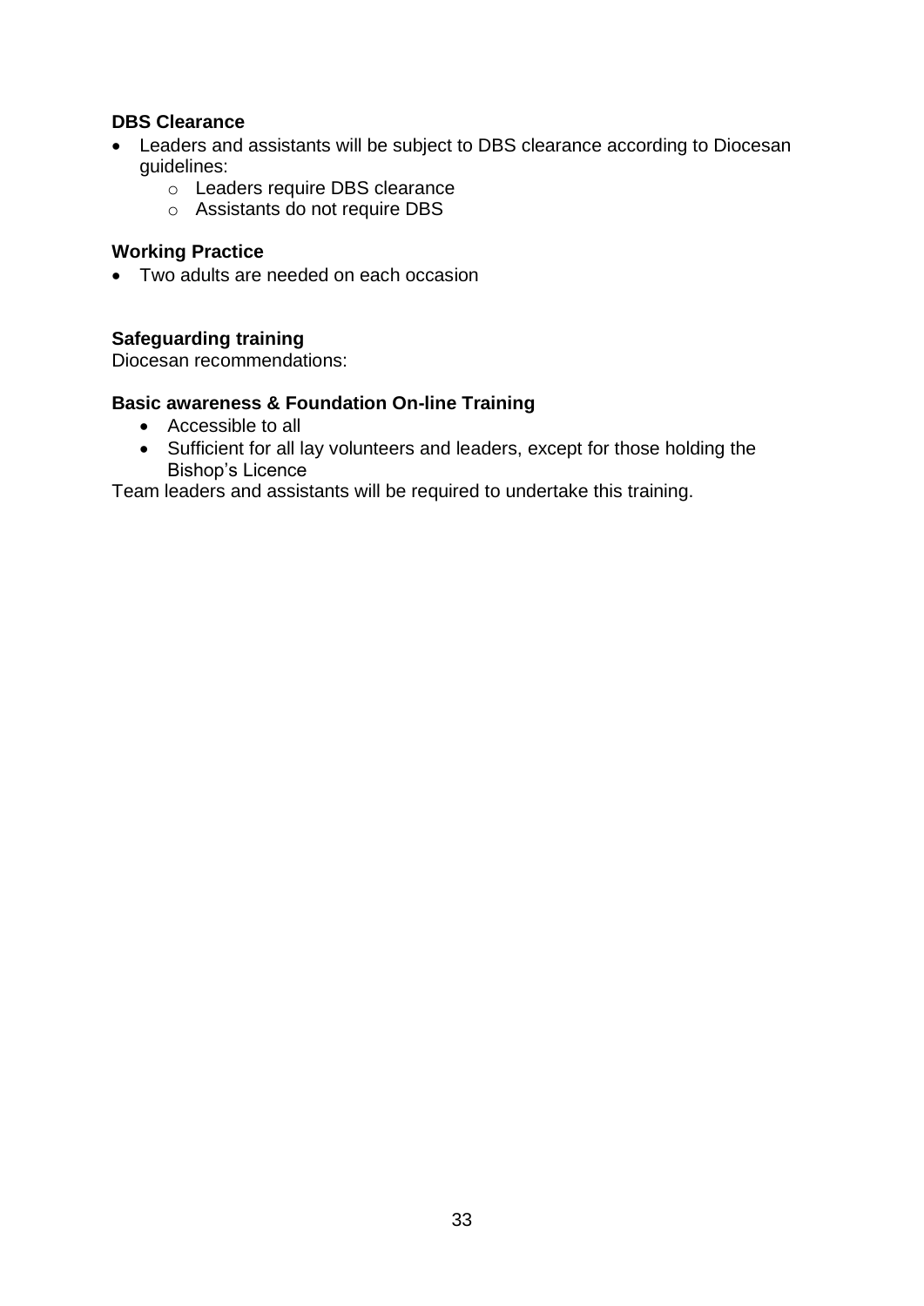**DBS Clearance**

- Leaders and assistants will be subject to DBS clearance according to Diocesan guidelines:
  - Leaders require DBS clearance
  - Assistants do not require DBS

**Working Practice**

- Two adults are needed on each occasion

**Safeguarding training**

Diocesan recommendations:

**Basic awareness & Foundation On-line Training**

- Accessible to all
- Sufficient for all lay volunteers and leaders, except for those holding the Bishop's Licence

Team leaders and assistants will be required to undertake this training.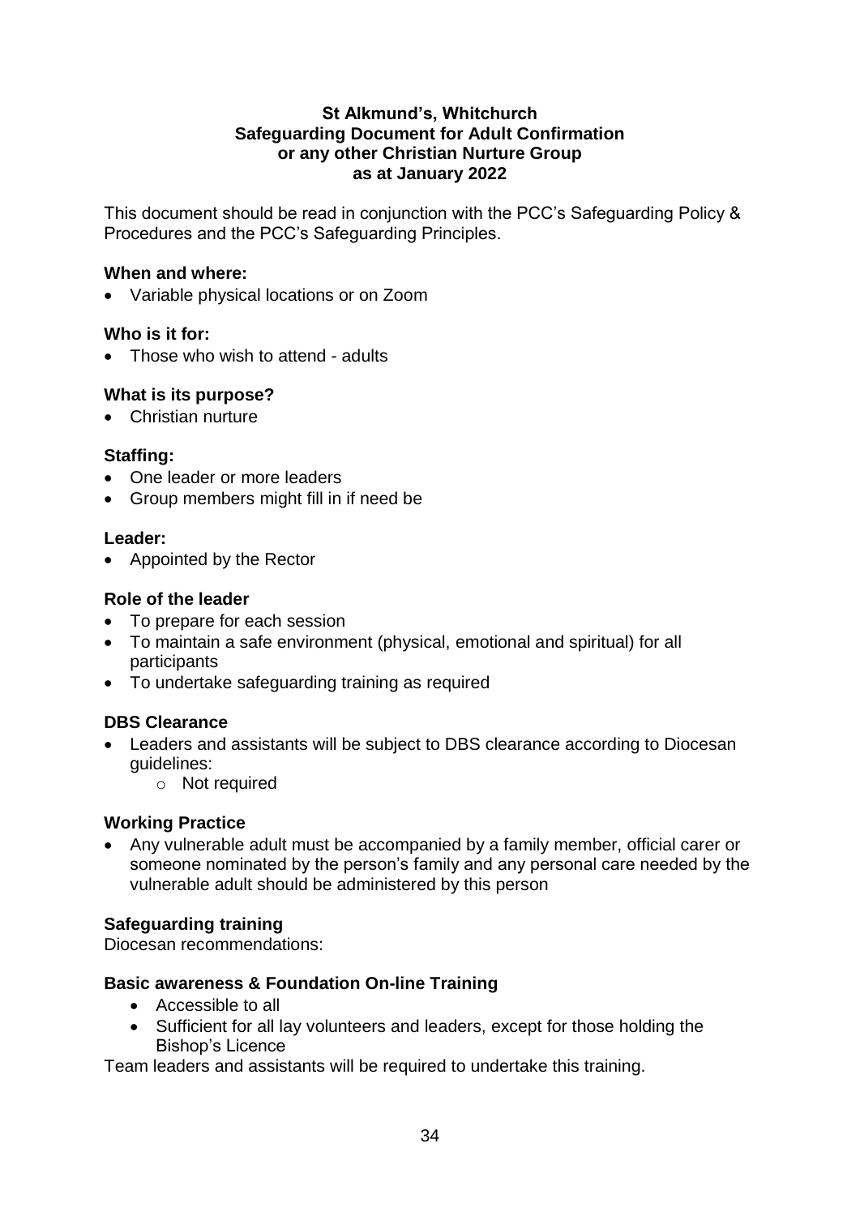**St Alkmund's, Whitchurch**
**Safeguarding Document for Adult Confirmation**
**or any other Christian Nurture Group**
**as at January 2022**

This document should be read in conjunction with the PCC's Safeguarding Policy & Procedures and the PCC's Safeguarding Principles.

**When and where:**

- Variable physical locations or on Zoom

**Who is it for:**

- Those who wish to attend - adults

**What is its purpose?**

- Christian nurture

**Staffing:**

- One leader or more leaders
- Group members might fill in if need be

**Leader:**

- Appointed by the Rector

**Role of the leader**

- To prepare for each session
- To maintain a safe environment (physical, emotional and spiritual) for all participants
- To undertake safeguarding training as required

**DBS Clearance**

- Leaders and assistants will be subject to DBS clearance according to Diocesan guidelines:
    - Not required

**Working Practice**

- Any vulnerable adult must be accompanied by a family member, official carer or someone nominated by the person's family and any personal care needed by the vulnerable adult should be administered by this person

**Safeguarding training**

Diocesan recommendations:

**Basic awareness & Foundation On-line Training**

- Accessible to all
- Sufficient for all lay volunteers and leaders, except for those holding the Bishop's Licence

Team leaders and assistants will be required to undertake this training.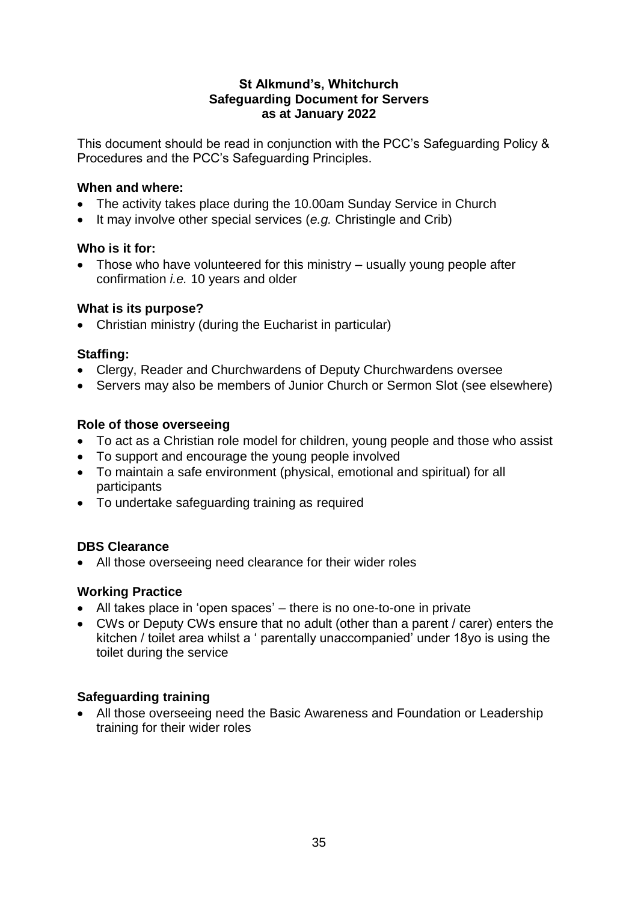**St Alkmund's, Whitchurch**
**Safeguarding Document for Servers**
**as at January 2022**

This document should be read in conjunction with the PCC's Safeguarding Policy & Procedures and the PCC's Safeguarding Principles.

**When and where:**

- The activity takes place during the 10.00am Sunday Service in Church
- It may involve other special services (*e.g.* Christingle and Crib)

**Who is it for:**

- Those who have volunteered for this ministry – usually young people after confirmation *i.e.* 10 years and older

**What is its purpose?**

- Christian ministry (during the Eucharist in particular)

**Staffing:**

- Clergy, Reader and Churchwardens of Deputy Churchwardens oversee
- Servers may also be members of Junior Church or Sermon Slot (see elsewhere)

**Role of those overseeing**

- To act as a Christian role model for children, young people and those who assist
- To support and encourage the young people involved
- To maintain a safe environment (physical, emotional and spiritual) for all participants
- To undertake safeguarding training as required

**DBS Clearance**

- All those overseeing need clearance for their wider roles

**Working Practice**

- All takes place in 'open spaces' – there is no one-to-one in private
- CWs or Deputy CWs ensure that no adult (other than a parent / carer) enters the kitchen / toilet area whilst a ' parentally unaccompanied' under 18yo is using the toilet during the service

**Safeguarding training**

- All those overseeing need the Basic Awareness and Foundation or Leadership training for their wider roles